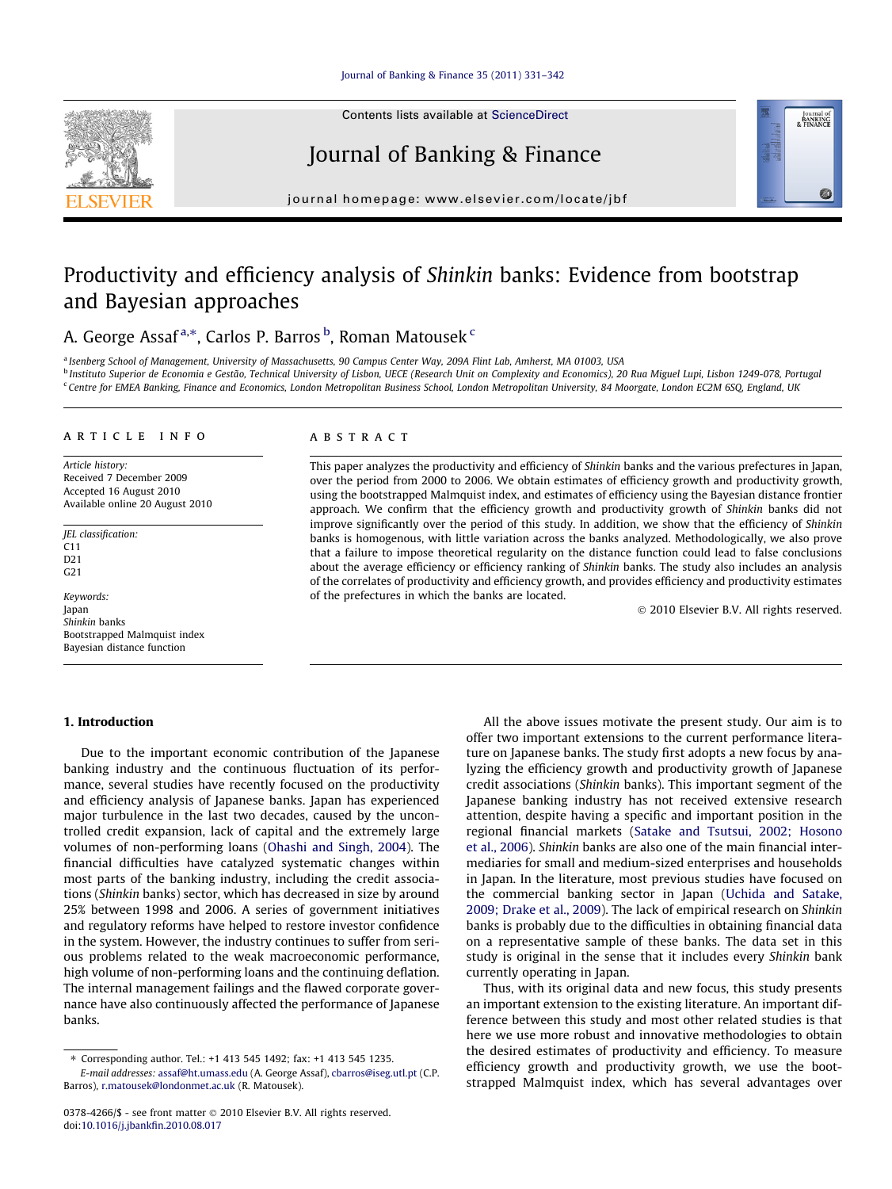# Productivity and efficiency analysis of *Shinkin* banks: Evidence from bootstrap and Bayesian approaches

A. George Assaf [a,*], Carlos P. Barros [b], Roman Matousek [c]

[a] Isenberg School of Management, University of Massachusetts, 90 Campus Center Way, 209A Flint Lab, Amherst, MA 01003, USA

[b] Instituto Superior de Economia e Gestão, Technical University of Lisbon, UECE (Research Unit on Complexity and Economics), 20 Rua Miguel Lupi, Lisbon 1249-078, Portugal

[c] Centre for EMEA Banking, Finance and Economics, London Metropolitan Business School, London Metropolitan University, 84 Moorgate, London EC2M 6SQ, England, UK

## ARTICLE INFO

*Article history:*
Received 7 December 2009
Accepted 16 August 2010
Available online 20 August 2010

*JEL classification:*
C11
D21
G21

*Keywords:*
Japan
*Shinkin* banks
Bootstrapped Malmquist index
Bayesian distance function

## ABSTRACT

This paper analyzes the productivity and efficiency of *Shinkin* banks and the various prefectures in Japan, over the period from 2000 to 2006. We obtain estimates of efficiency growth and productivity growth, using the bootstrapped Malmquist index, and estimates of efficiency using the Bayesian distance frontier approach. We confirm that the efficiency growth and productivity growth of *Shinkin* banks did not improve significantly over the period of this study. In addition, we show that the efficiency of *Shinkin* banks is homogenous, with little variation across the banks analyzed. Methodologically, we also prove that a failure to impose theoretical regularity on the distance function could lead to false conclusions about the average efficiency or efficiency ranking of *Shinkin* banks. The study also includes an analysis of the correlates of productivity and efficiency growth, and provides efficiency and productivity estimates of the prefectures in which the banks are located.

© 2010 Elsevier B.V. All rights reserved.

## 1. Introduction

Due to the important economic contribution of the Japanese banking industry and the continuous fluctuation of its performance, several studies have recently focused on the productivity and efficiency analysis of Japanese banks. Japan has experienced major turbulence in the last two decades, caused by the uncontrolled credit expansion, lack of capital and the extremely large volumes of non-performing loans (Ohashi and Singh, 2004). The financial difficulties have catalyzed systematic changes within most parts of the banking industry, including the credit associations (*Shinkin* banks) sector, which has decreased in size by around 25% between 1998 and 2006. A series of government initiatives and regulatory reforms have helped to restore investor confidence in the system. However, the industry continues to suffer from serious problems related to the weak macroeconomic performance, high volume of non-performing loans and the continuing deflation. The internal management failings and the flawed corporate governance have also continuously affected the performance of Japanese banks.

All the above issues motivate the present study. Our aim is to offer two important extensions to the current performance literature on Japanese banks. The study first adopts a new focus by analyzing the efficiency growth and productivity growth of Japanese credit associations (*Shinkin* banks). This important segment of the Japanese banking industry has not received extensive research attention, despite having a specific and important position in the regional financial markets (Satake and Tsutsui, 2002; Hosono et al., 2006). *Shinkin* banks are also one of the main financial intermediaries for small and medium-sized enterprises and households in Japan. In the literature, most previous studies have focused on the commercial banking sector in Japan (Uchida and Satake, 2009; Drake et al., 2009). The lack of empirical research on *Shinkin* banks is probably due to the difficulties in obtaining financial data on a representative sample of these banks. The data set in this study is original in the sense that it includes every *Shinkin* bank currently operating in Japan.

Thus, with its original data and new focus, this study presents an important extension to the existing literature. An important difference between this study and most other related studies is that here we use more robust and innovative methodologies to obtain the desired estimates of productivity and efficiency. To measure efficiency growth and productivity growth, we use the bootstrapped Malmquist index, which has several advantages over

---

\* Corresponding author. Tel.: +1 413 545 1492; fax: +1 413 545 1235.
*E-mail addresses:* assaf@ht.umass.edu (A. George Assaf), cbarros@iseg.utl.pt (C.P. Barros), r.matousek@londonmet.ac.uk (R. Matousek).

0378-4266/$ - see front matter © 2010 Elsevier B.V. All rights reserved.
doi:10.1016/j.jbankfin.2010.08.017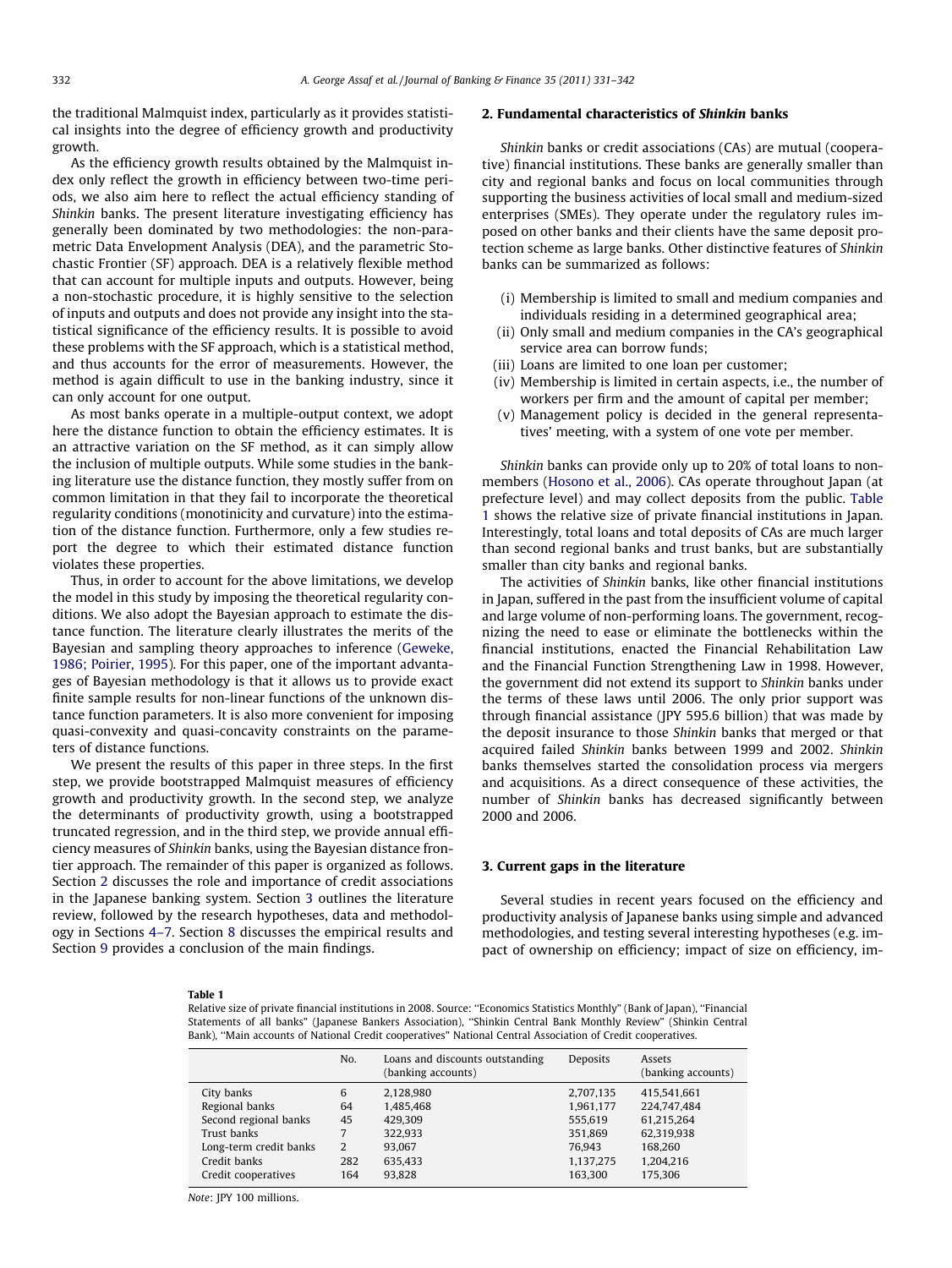the traditional Malmquist index, particularly as it provides statistical insights into the degree of efficiency growth and productivity growth.

As the efficiency growth results obtained by the Malmquist index only reflect the growth in efficiency between two-time periods, we also aim here to reflect the actual efficiency standing of *Shinkin* banks. The present literature investigating efficiency has generally been dominated by two methodologies: the non-parametric Data Envelopment Analysis (DEA), and the parametric Stochastic Frontier (SF) approach. DEA is a relatively flexible method that can account for multiple inputs and outputs. However, being a non-stochastic procedure, it is highly sensitive to the selection of inputs and outputs and does not provide any insight into the statistical significance of the efficiency results. It is possible to avoid these problems with the SF approach, which is a statistical method, and thus accounts for the error of measurements. However, the method is again difficult to use in the banking industry, since it can only account for one output.

As most banks operate in a multiple-output context, we adopt here the distance function to obtain the efficiency estimates. It is an attractive variation on the SF method, as it can simply allow the inclusion of multiple outputs. While some studies in the banking literature use the distance function, they mostly suffer from on common limitation in that they fail to incorporate the theoretical regularity conditions (monotinicity and curvature) into the estimation of the distance function. Furthermore, only a few studies report the degree to which their estimated distance function violates these properties.

Thus, in order to account for the above limitations, we develop the model in this study by imposing the theoretical regularity conditions. We also adopt the Bayesian approach to estimate the distance function. The literature clearly illustrates the merits of the Bayesian and sampling theory approaches to inference (Geweke, 1986; Poirier, 1995). For this paper, one of the important advantages of Bayesian methodology is that it allows us to provide exact finite sample results for non-linear functions of the unknown distance function parameters. It is also more convenient for imposing quasi-convexity and quasi-concavity constraints on the parameters of distance functions.

We present the results of this paper in three steps. In the first step, we provide bootstrapped Malmquist measures of efficiency growth and productivity growth. In the second step, we analyze the determinants of productivity growth, using a bootstrapped truncated regression, and in the third step, we provide annual efficiency measures of *Shinkin* banks, using the Bayesian distance frontier approach. The remainder of this paper is organized as follows. Section 2 discusses the role and importance of credit associations in the Japanese banking system. Section 3 outlines the literature review, followed by the research hypotheses, data and methodology in Sections 4–7. Section 8 discusses the empirical results and Section 9 provides a conclusion of the main findings.

## 2. Fundamental characteristics of *Shinkin* banks

*Shinkin* banks or credit associations (CAs) are mutual (cooperative) financial institutions. These banks are generally smaller than city and regional banks and focus on local communities through supporting the business activities of local small and medium-sized enterprises (SMEs). They operate under the regulatory rules imposed on other banks and their clients have the same deposit protection scheme as large banks. Other distinctive features of *Shinkin* banks can be summarized as follows:

(i) Membership is limited to small and medium companies and individuals residing in a determined geographical area;
(ii) Only small and medium companies in the CA's geographical service area can borrow funds;
(iii) Loans are limited to one loan per customer;
(iv) Membership is limited in certain aspects, i.e., the number of workers per firm and the amount of capital per member;
(v) Management policy is decided in the general representatives' meeting, with a system of one vote per member.

*Shinkin* banks can provide only up to 20% of total loans to non-members (Hosono et al., 2006). CAs operate throughout Japan (at prefecture level) and may collect deposits from the public. Table 1 shows the relative size of private financial institutions in Japan. Interestingly, total loans and total deposits of CAs are much larger than second regional banks and trust banks, but are substantially smaller than city banks and regional banks.

The activities of *Shinkin* banks, like other financial institutions in Japan, suffered in the past from the insufficient volume of capital and large volume of non-performing loans. The government, recognizing the need to ease or eliminate the bottlenecks within the financial institutions, enacted the Financial Rehabilitation Law and the Financial Function Strengthening Law in 1998. However, the government did not extend its support to *Shinkin* banks under the terms of these laws until 2006. The only prior support was through financial assistance (JPY 595.6 billion) that was made by the deposit insurance to those *Shinkin* banks that merged or that acquired failed *Shinkin* banks between 1999 and 2002. *Shinkin* banks themselves started the consolidation process via mergers and acquisitions. As a direct consequence of these activities, the number of *Shinkin* banks has decreased significantly between 2000 and 2006.

## 3. Current gaps in the literature

Several studies in recent years focused on the efficiency and productivity analysis of Japanese banks using simple and advanced methodologies, and testing several interesting hypotheses (e.g. impact of ownership on efficiency; impact of size on efficiency, im-

**Table 1**
Relative size of private financial institutions in 2008. Source: "Economics Statistics Monthly" (Bank of Japan), "Financial Statements of all banks" (Japanese Bankers Association), "Shinkin Central Bank Monthly Review" (Shinkin Central Bank), "Main accounts of National Credit cooperatives" National Central Association of Credit cooperatives.

| | No. | Loans and discounts outstanding (banking accounts) | Deposits | Assets (banking accounts) |
|---|---|---|---|---|
| City banks | 6 | 2,128,980 | 2,707,135 | 415,541,661 |
| Regional banks | 64 | 1,485,468 | 1,961,177 | 224,747,484 |
| Second regional banks | 45 | 429,309 | 555,619 | 61,215,264 |
| Trust banks | 7 | 322,933 | 351,869 | 62,319,938 |
| Long-term credit banks | 2 | 93,067 | 76,943 | 168,260 |
| Credit banks | 282 | 635,433 | 1,137,275 | 1,204,216 |
| Credit cooperatives | 164 | 93,828 | 163,300 | 175,306 |

*Note*: JPY 100 millions.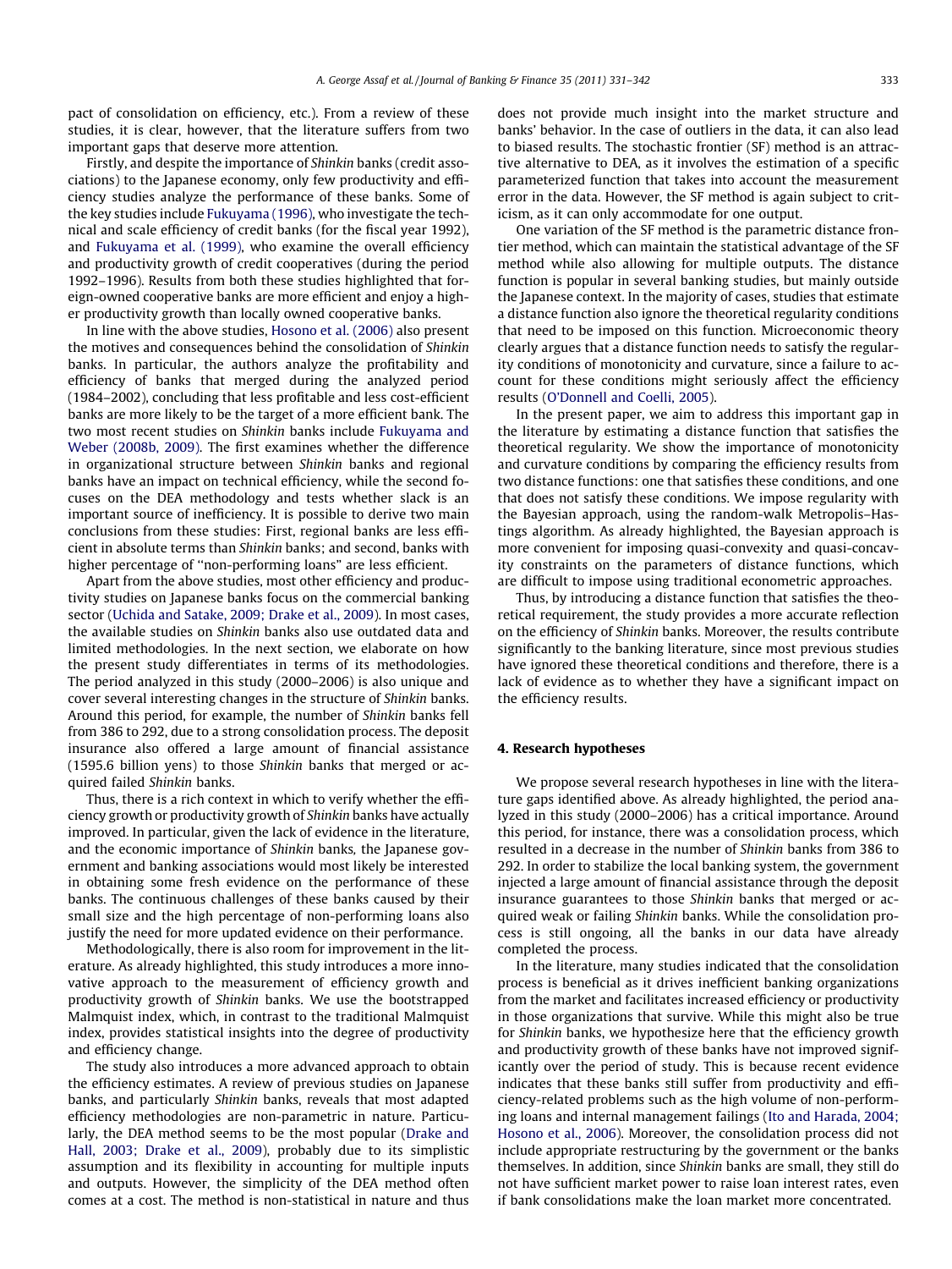pact of consolidation on efficiency, etc.). From a review of these studies, it is clear, however, that the literature suffers from two important gaps that deserve more attention.

Firstly, and despite the importance of *Shinkin* banks (credit associations) to the Japanese economy, only few productivity and efficiency studies analyze the performance of these banks. Some of the key studies include Fukuyama (1996), who investigate the technical and scale efficiency of credit banks (for the fiscal year 1992), and Fukuyama et al. (1999), who examine the overall efficiency and productivity growth of credit cooperatives (during the period 1992–1996). Results from both these studies highlighted that foreign-owned cooperative banks are more efficient and enjoy a higher productivity growth than locally owned cooperative banks.

In line with the above studies, Hosono et al. (2006) also present the motives and consequences behind the consolidation of *Shinkin* banks. In particular, the authors analyze the profitability and efficiency of banks that merged during the analyzed period (1984–2002), concluding that less profitable and less cost-efficient banks are more likely to be the target of a more efficient bank. The two most recent studies on *Shinkin* banks include Fukuyama and Weber (2008b, 2009). The first examines whether the difference in organizational structure between *Shinkin* banks and regional banks have an impact on technical efficiency, while the second focuses on the DEA methodology and tests whether slack is an important source of inefficiency. It is possible to derive two main conclusions from these studies: First, regional banks are less efficient in absolute terms than *Shinkin* banks; and second, banks with higher percentage of "non-performing loans" are less efficient.

Apart from the above studies, most other efficiency and productivity studies on Japanese banks focus on the commercial banking sector (Uchida and Satake, 2009; Drake et al., 2009). In most cases, the available studies on *Shinkin* banks also use outdated data and limited methodologies. In the next section, we elaborate on how the present study differentiates in terms of its methodologies. The period analyzed in this study (2000–2006) is also unique and cover several interesting changes in the structure of *Shinkin* banks. Around this period, for example, the number of *Shinkin* banks fell from 386 to 292, due to a strong consolidation process. The deposit insurance also offered a large amount of financial assistance (1595.6 billion yens) to those *Shinkin* banks that merged or acquired failed *Shinkin* banks.

Thus, there is a rich context in which to verify whether the efficiency growth or productivity growth of *Shinkin* banks have actually improved. In particular, given the lack of evidence in the literature, and the economic importance of *Shinkin* banks, the Japanese government and banking associations would most likely be interested in obtaining some fresh evidence on the performance of these banks. The continuous challenges of these banks caused by their small size and the high percentage of non-performing loans also justify the need for more updated evidence on their performance.

Methodologically, there is also room for improvement in the literature. As already highlighted, this study introduces a more innovative approach to the measurement of efficiency growth and productivity growth of *Shinkin* banks. We use the bootstrapped Malmquist index, which, in contrast to the traditional Malmquist index, provides statistical insights into the degree of productivity and efficiency change.

The study also introduces a more advanced approach to obtain the efficiency estimates. A review of previous studies on Japanese banks, and particularly *Shinkin* banks, reveals that most adapted efficiency methodologies are non-parametric in nature. Particularly, the DEA method seems to be the most popular (Drake and Hall, 2003; Drake et al., 2009), probably due to its simplistic assumption and its flexibility in accounting for multiple inputs and outputs. However, the simplicity of the DEA method often comes at a cost. The method is non-statistical in nature and thus does not provide much insight into the market structure and banks' behavior. In the case of outliers in the data, it can also lead to biased results. The stochastic frontier (SF) method is an attractive alternative to DEA, as it involves the estimation of a specific parameterized function that takes into account the measurement error in the data. However, the SF method is again subject to criticism, as it can only accommodate for one output.

One variation of the SF method is the parametric distance frontier method, which can maintain the statistical advantage of the SF method while also allowing for multiple outputs. The distance function is popular in several banking studies, but mainly outside the Japanese context. In the majority of cases, studies that estimate a distance function also ignore the theoretical regularity conditions that need to be imposed on this function. Microeconomic theory clearly argues that a distance function needs to satisfy the regularity conditions of monotonicity and curvature, since a failure to account for these conditions might seriously affect the efficiency results (O'Donnell and Coelli, 2005).

In the present paper, we aim to address this important gap in the literature by estimating a distance function that satisfies the theoretical regularity. We show the importance of monotonicity and curvature conditions by comparing the efficiency results from two distance functions: one that satisfies these conditions, and one that does not satisfy these conditions. We impose regularity with the Bayesian approach, using the random-walk Metropolis–Hastings algorithm. As already highlighted, the Bayesian approach is more convenient for imposing quasi-convexity and quasi-concavity constraints on the parameters of distance functions, which are difficult to impose using traditional econometric approaches.

Thus, by introducing a distance function that satisfies the theoretical requirement, the study provides a more accurate reflection on the efficiency of *Shinkin* banks. Moreover, the results contribute significantly to the banking literature, since most previous studies have ignored these theoretical conditions and therefore, there is a lack of evidence as to whether they have a significant impact on the efficiency results.

## 4. Research hypotheses

We propose several research hypotheses in line with the literature gaps identified above. As already highlighted, the period analyzed in this study (2000–2006) has a critical importance. Around this period, for instance, there was a consolidation process, which resulted in a decrease in the number of *Shinkin* banks from 386 to 292. In order to stabilize the local banking system, the government injected a large amount of financial assistance through the deposit insurance guarantees to those *Shinkin* banks that merged or acquired weak or failing *Shinkin* banks. While the consolidation process is still ongoing, all the banks in our data have already completed the process.

In the literature, many studies indicated that the consolidation process is beneficial as it drives inefficient banking organizations from the market and facilitates increased efficiency or productivity in those organizations that survive. While this might also be true for *Shinkin* banks, we hypothesize here that the efficiency growth and productivity growth of these banks have not improved significantly over the period of study. This is because recent evidence indicates that these banks still suffer from productivity and efficiency-related problems such as the high volume of non-performing loans and internal management failings (Ito and Harada, 2004; Hosono et al., 2006). Moreover, the consolidation process did not include appropriate restructuring by the government or the banks themselves. In addition, since *Shinkin* banks are small, they still do not have sufficient market power to raise loan interest rates, even if bank consolidations make the loan market more concentrated.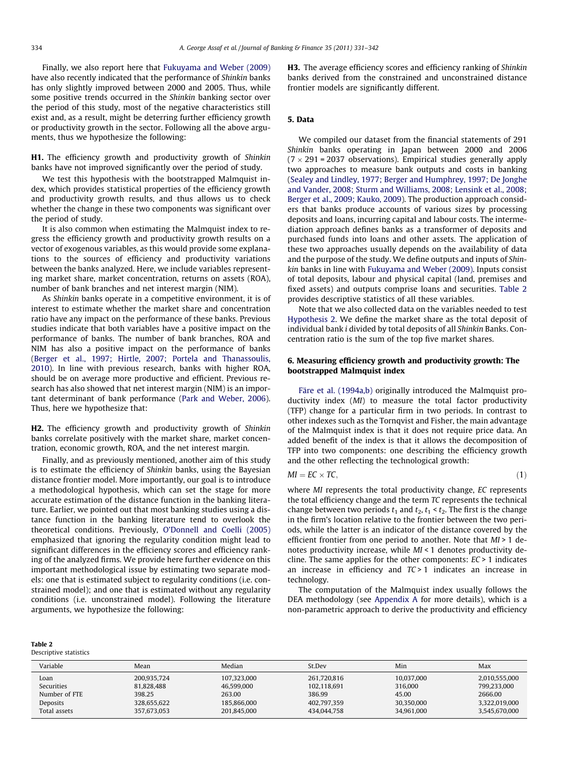Finally, we also report here that Fukuyama and Weber (2009) have also recently indicated that the performance of *Shinkin* banks has only slightly improved between 2000 and 2005. Thus, while some positive trends occurred in the *Shinkin* banking sector over the period of this study, most of the negative characteristics still exist and, as a result, might be deterring further efficiency growth or productivity growth in the sector. Following all the above arguments, thus we hypothesize the following:

**H1.** The efficiency growth and productivity growth of *Shinkin* banks have not improved significantly over the period of study.

We test this hypothesis with the bootstrapped Malmquist index, which provides statistical properties of the efficiency growth and productivity growth results, and thus allows us to check whether the change in these two components was significant over the period of study.

It is also common when estimating the Malmquist index to regress the efficiency growth and productivity growth results on a vector of exogenous variables, as this would provide some explanations to the sources of efficiency and productivity variations between the banks analyzed. Here, we include variables representing market share, market concentration, returns on assets (ROA), number of bank branches and net interest margin (NIM).

As *Shinkin* banks operate in a competitive environment, it is of interest to estimate whether the market share and concentration ratio have any impact on the performance of these banks. Previous studies indicate that both variables have a positive impact on the performance of banks. The number of bank branches, ROA and NIM has also a positive impact on the performance of banks (Berger et al., 1997; Hirtle, 2007; Portela and Thanassoulis, 2010). In line with previous research, banks with higher ROA, should be on average more productive and efficient. Previous research has also showed that net interest margin (NIM) is an important determinant of bank performance (Park and Weber, 2006). Thus, here we hypothesize that:

**H2.** The efficiency growth and productivity growth of *Shinkin* banks correlate positively with the market share, market concentration, economic growth, ROA, and the net interest margin.

Finally, and as previously mentioned, another aim of this study is to estimate the efficiency of *Shinkin* banks, using the Bayesian distance frontier model. More importantly, our goal is to introduce a methodological hypothesis, which can set the stage for more accurate estimation of the distance function in the banking literature. Earlier, we pointed out that most banking studies using a distance function in the banking literature tend to overlook the theoretical conditions. Previously, O'Donnell and Coelli (2005) emphasized that ignoring the regularity condition might lead to significant differences in the efficiency scores and efficiency ranking of the analyzed firms. We provide here further evidence on this important methodological issue by estimating two separate models: one that is estimated subject to regularity conditions (i.e. constrained model); and one that is estimated without any regularity conditions (i.e. unconstrained model). Following the literature arguments, we hypothesize the following:

**H3.** The average efficiency scores and efficiency ranking of *Shinkin* banks derived from the constrained and unconstrained distance frontier models are significantly different.

## 5. Data

We compiled our dataset from the financial statements of 291 *Shinkin* banks operating in Japan between 2000 and 2006 ($7 \times 291 = 2037$ observations). Empirical studies generally apply two approaches to measure bank outputs and costs in banking (Sealey and Lindley, 1977; Berger and Humphrey, 1997; De Jonghe and Vander, 2008; Sturm and Williams, 2008; Lensink et al., 2008; Berger et al., 2009; Kauko, 2009). The production approach considers that banks produce accounts of various sizes by processing deposits and loans, incurring capital and labour costs. The intermediation approach defines banks as a transformer of deposits and purchased funds into loans and other assets. The application of these two approaches usually depends on the availability of data and the purpose of the study. We define outputs and inputs of *Shinkin* banks in line with Fukuyama and Weber (2009). Inputs consist of total deposits, labour and physical capital (land, premises and fixed assets) and outputs comprise loans and securities. Table 2 provides descriptive statistics of all these variables.

Note that we also collected data on the variables needed to test Hypothesis 2. We define the market share as the total deposit of individual bank *i* divided by total deposits of all *Shinkin* Banks. Concentration ratio is the sum of the top five market shares.

## 6. Measuring efficiency growth and productivity growth: The bootstrapped Malmquist index

Färe et al. (1994a,b) originally introduced the Malmquist productivity index (*MI*) to measure the total factor productivity (TFP) change for a particular firm in two periods. In contrast to other indexes such as the Tornqvist and Fisher, the main advantage of the Malmquist index is that it does not require price data. An added benefit of the index is that it allows the decomposition of TFP into two components: one describing the efficiency growth and the other reflecting the technological growth:

$$MI = EC \times TC, \tag{1}$$

where *MI* represents the total productivity change, *EC* represents the total efficiency change and the term *TC* represents the technical change between two periods $t_1$ and $t_2$, $t_1 < t_2$. The first is the change in the firm's location relative to the frontier between the two periods, while the latter is an indicator of the distance covered by the efficient frontier from one period to another. Note that $MI > 1$ denotes productivity increase, while $MI < 1$ denotes productivity decline. The same applies for the other components: $EC > 1$ indicates an increase in efficiency and $TC > 1$ indicates an increase in technology.

The computation of the Malmquist index usually follows the DEA methodology (see Appendix A for more details), which is a non-parametric approach to derive the productivity and efficiency

**Table 2**
Descriptive statistics

| Variable | Mean | Median | St.Dev | Min | Max |
|---|---|---|---|---|---|
| Loan | 200,935,724 | 107,323,000 | 261,720,816 | 10,037,000 | 2,010,555,000 |
| Securities | 81,828,488 | 46,599,000 | 102,118,691 | 316,000 | 799,233,000 |
| Number of FTE | 398.25 | 263.00 | 386.99 | 45.00 | 2666.00 |
| Deposits | 328,655,622 | 185,866,000 | 402,797,359 | 30,350,000 | 3,322,019,000 |
| Total assets | 357,673,053 | 201,845,000 | 434,044,758 | 34,961,000 | 3,545,670,000 |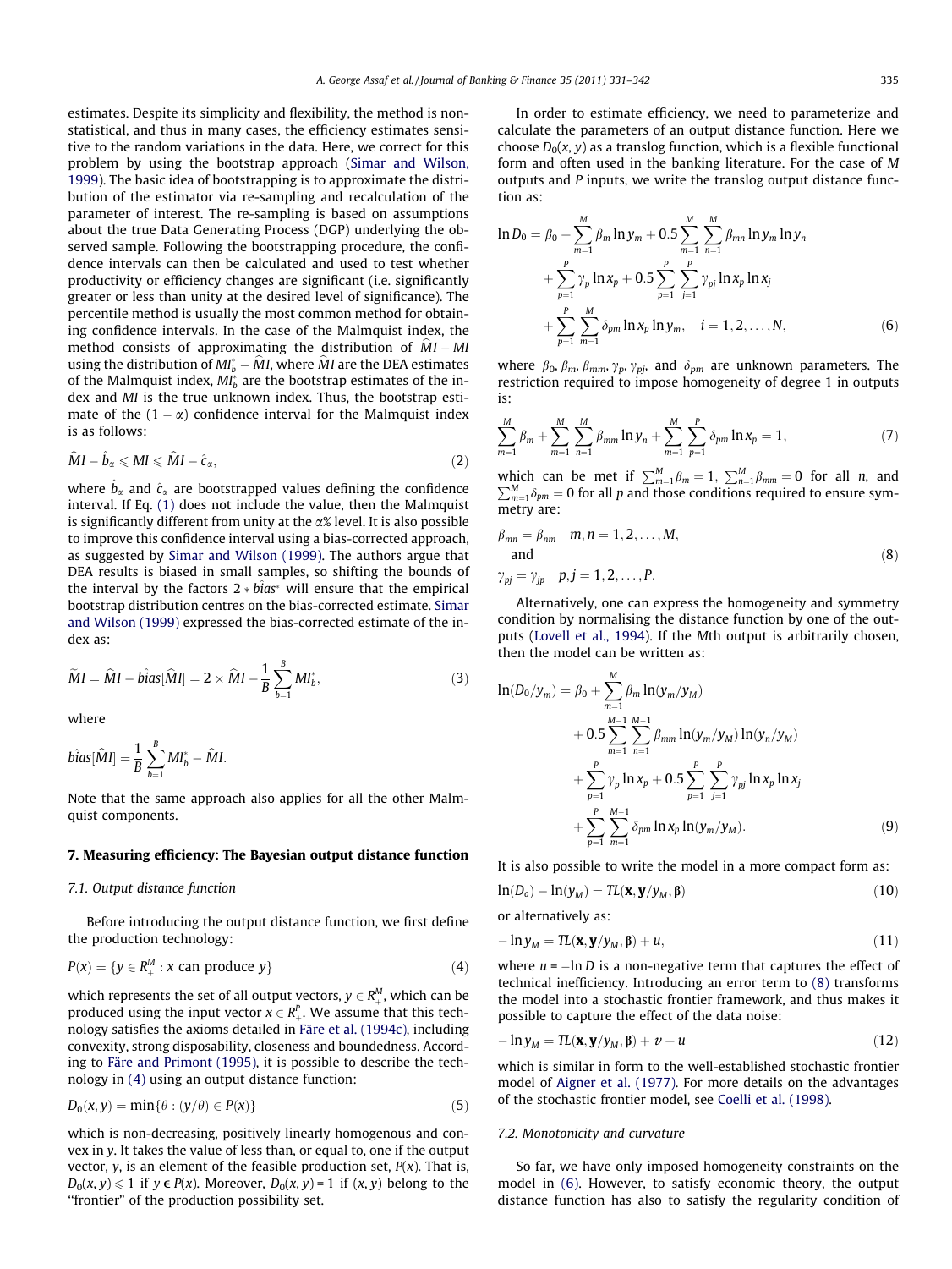estimates. Despite its simplicity and flexibility, the method is non-statistical, and thus in many cases, the efficiency estimates sensitive to the random variations in the data. Here, we correct for this problem by using the bootstrap approach (Simar and Wilson, 1999). The basic idea of bootstrapping is to approximate the distribution of the estimator via re-sampling and recalculation of the parameter of interest. The re-sampling is based on assumptions about the true Data Generating Process (DGP) underlying the observed sample. Following the bootstrapping procedure, the confidence intervals can then be calculated and used to test whether productivity or efficiency changes are significant (i.e. significantly greater or less than unity at the desired level of significance). The percentile method is usually the most common method for obtaining confidence intervals. In the case of the Malmquist index, the method consists of approximating the distribution of $\widehat{MI} - MI$ using the distribution of $MI_b^* - \widehat{MI}$, where $\widehat{MI}$ are the DEA estimates of the Malmquist index, $MI_b^*$ are the bootstrap estimates of the index and $MI$ is the true unknown index. Thus, the bootstrap estimate of the $(1-\alpha)$ confidence interval for the Malmquist index is as follows:

$$\widehat{MI} - \hat{b}_\alpha \leqslant MI \leqslant \widehat{MI} - \hat{c}_\alpha, \tag{2}$$

where $\hat{b}_\alpha$ and $\hat{c}_\alpha$ are bootstrapped values defining the confidence interval. If Eq. (1) does not include the value, then the Malmquist is significantly different from unity at the $\alpha$% level. It is also possible to improve this confidence interval using a bias-corrected approach, as suggested by Simar and Wilson (1999). The authors argue that DEA results is biased in small samples, so shifting the bounds of the interval by the factors $2 * \hat{bias}^*$ will ensure that the empirical bootstrap distribution centres on the bias-corrected estimate. Simar and Wilson (1999) expressed the bias-corrected estimate of the index as:

$$\widetilde{MI} = \widehat{MI} - \hat{bias}[\widehat{MI}] = 2 \times \widehat{MI} - \frac{1}{B}\sum_{b=1}^{B} MI_b^*, \tag{3}$$

where

$$\hat{bias}[\widehat{MI}] = \frac{1}{B}\sum_{b=1}^{B} MI_b^* - \widehat{MI}.$$

Note that the same approach also applies for all the other Malmquist components.

## 7. Measuring efficiency: The Bayesian output distance function

### 7.1. Output distance function

Before introducing the output distance function, we first define the production technology:

$$P(x) = \{y \in R_+^M : x \text{ can produce } y\} \tag{4}$$

which represents the set of all output vectors, $y \in R_+^M$, which can be produced using the input vector $x \in R_+^P$. We assume that this technology satisfies the axioms detailed in Färe et al. (1994c), including convexity, strong disposability, closeness and boundedness. According to Färe and Primont (1995), it is possible to describe the technology in (4) using an output distance function:

$$D_0(x, y) = \min\{\theta : (y/\theta) \in P(x)\} \tag{5}$$

which is non-decreasing, positively linearly homogenous and convex in $y$. It takes the value of less than, or equal to, one if the output vector, $y$, is an element of the feasible production set, $P(x)$. That is, $D_0(x, y) \leqslant 1$ if $y \in P(x)$. Moreover, $D_0(x, y) = 1$ if $(x, y)$ belong to the "frontier" of the production possibility set.

In order to estimate efficiency, we need to parameterize and calculate the parameters of an output distance function. Here we choose $D_0(x, y)$ as a translog function, which is a flexible functional form and often used in the banking literature. For the case of $M$ outputs and $P$ inputs, we write the translog output distance function as:

$$\begin{aligned}\ln D_0 = \beta_0 &+ \sum_{m=1}^{M}\beta_m \ln y_m + 0.5\sum_{m=1}^{M}\sum_{n=1}^{M}\beta_{mn}\ln y_m \ln y_n \\ &+ \sum_{p=1}^{P}\gamma_p \ln x_p + 0.5\sum_{p=1}^{P}\sum_{j=1}^{P}\gamma_{pj}\ln x_p \ln x_j \\ &+ \sum_{p=1}^{P}\sum_{m=1}^{M}\delta_{pm}\ln x_p \ln y_m, \quad i = 1, 2, \ldots, N,\end{aligned} \tag{6}$$

where $\beta_0, \beta_m, \beta_{mm}, \gamma_p, \gamma_{pj}$, and $\delta_{pm}$ are unknown parameters. The restriction required to impose homogeneity of degree 1 in outputs is:

$$\sum_{m=1}^{M}\beta_m + \sum_{m=1}^{M}\sum_{n=1}^{M}\beta_{mm}\ln y_n + \sum_{m=1}^{M}\sum_{p=1}^{P}\delta_{pm}\ln x_p = 1, \tag{7}$$

which can be met if $\sum_{m=1}^{M}\beta_m = 1$, $\sum_{n=1}^{M}\beta_{mm} = 0$ for all $n$, and $\sum_{m=1}^{M}\delta_{pm} = 0$ for all $p$ and those conditions required to ensure symmetry are:

$$\begin{aligned}&\beta_{mn} = \beta_{nm} \quad m, n = 1, 2, \ldots, M, \\ &\text{and} \\ &\gamma_{pj} = \gamma_{jp} \quad p, j = 1, 2, \ldots, P.\end{aligned} \tag{8}$$

Alternatively, one can express the homogeneity and symmetry condition by normalising the distance function by one of the outputs (Lovell et al., 1994). If the $M$th output is arbitrarily chosen, then the model can be written as:

$$\begin{aligned}\ln(D_0/y_m) = \beta_0 &+ \sum_{m=1}^{M}\beta_m \ln(y_m/y_M) \\ &+ 0.5\sum_{m=1}^{M-1}\sum_{n=1}^{M-1}\beta_{mm}\ln(y_m/y_M)\ln(y_n/y_M) \\ &+ \sum_{p=1}^{P}\gamma_p \ln x_p + 0.5\sum_{p=1}^{P}\sum_{j=1}^{P}\gamma_{pj}\ln x_p \ln x_j \\ &+ \sum_{p=1}^{P}\sum_{m=1}^{M-1}\delta_{pm}\ln x_p \ln(y_m/y_M).\end{aligned} \tag{9}$$

It is also possible to write the model in a more compact form as:

$$\ln(D_o) - \ln(y_M) = TL(\mathbf{x}, \mathbf{y}/y_M, \boldsymbol{\beta}) \tag{10}$$

or alternatively as:

$$-\ln y_M = TL(\mathbf{x}, \mathbf{y}/y_M, \boldsymbol{\beta}) + u, \tag{11}$$

where $u = -\ln D$ is a non-negative term that captures the effect of technical inefficiency. Introducing an error term to (8) transforms the model into a stochastic frontier framework, and thus makes it possible to capture the effect of the data noise:

$$-\ln y_M = TL(\mathbf{x}, \mathbf{y}/y_M, \boldsymbol{\beta}) + v + u \tag{12}$$

which is similar in form to the well-established stochastic frontier model of Aigner et al. (1977). For more details on the advantages of the stochastic frontier model, see Coelli et al. (1998).

### 7.2. Monotonicity and curvature

So far, we have only imposed homogeneity constraints on the model in (6). However, to satisfy economic theory, the output distance function has also to satisfy the regularity condition of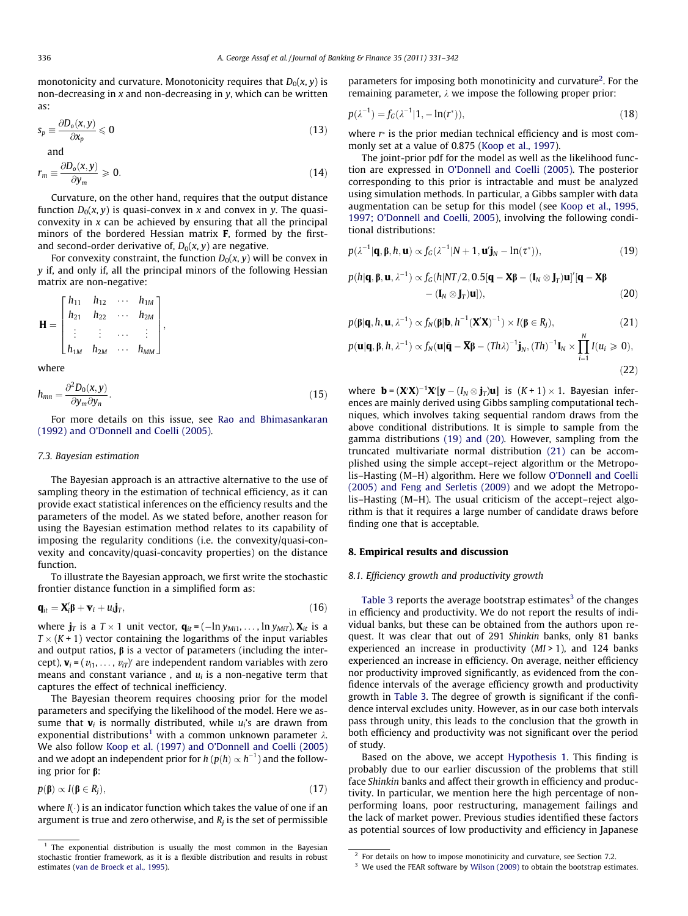monotonicity and curvature. Monotonicity requires that $D_0(x, y)$ is non-decreasing in $x$ and non-decreasing in $y$, which can be written as:

$$s_p \equiv \frac{\partial D_o(x,y)}{\partial x_p} \leqslant 0 \tag{13}$$

and

$$r_m \equiv \frac{\partial D_o(x,y)}{\partial y_m} \geqslant 0. \tag{14}$$

Curvature, on the other hand, requires that the output distance function $D_0(x, y)$ is quasi-convex in $x$ and convex in $y$. The quasi-convexity in $x$ can be achieved by ensuring that all the principal minors of the bordered Hessian matrix $\mathbf{F}$, formed by the first- and second-order derivative of, $D_0(x, y)$ are negative.

For convexity constraint, the function $D_0(x, y)$ will be convex in $y$ if, and only if, all the principal minors of the following Hessian matrix are non-negative:

$$\mathbf{H} = \begin{bmatrix} h_{11} & h_{12} & \cdots & h_{1M} \\ h_{21} & h_{22} & \cdots & h_{2M} \\ \vdots & \vdots & \cdots & \vdots \\ h_{1M} & h_{2M} & \cdots & h_{MM} \end{bmatrix},$$

where

$$h_{mn} = \frac{\partial^2 D_0(x,y)}{\partial y_m \partial y_n}. \tag{15}$$

For more details on this issue, see Rao and Bhimasankaran (1992) and O'Donnell and Coelli (2005).

### 7.3. Bayesian estimation

The Bayesian approach is an attractive alternative to the use of sampling theory in the estimation of technical efficiency, as it can provide exact statistical inferences on the efficiency results and the parameters of the model. As we stated before, another reason for using the Bayesian estimation method relates to its capability of imposing the regularity conditions (i.e. the convexity/quasi-convexity and concavity/quasi-concavity properties) on the distance function.

To illustrate the Bayesian approach, we first write the stochastic frontier distance function in a simplified form as:

$$\mathbf{q}_{it} = \mathbf{X}_i'\boldsymbol{\beta} + \mathbf{v}_i + u_i\mathbf{j}_T, \tag{16}$$

where $\mathbf{j}_T$ is a $T \times 1$ unit vector, $\mathbf{q}_{it} = (-\ln y_{Mi1}, \ldots, \ln y_{MiT})$, $\mathbf{X}_{it}$ is a $T \times (K+1)$ vector containing the logarithms of the input variables and output ratios, $\boldsymbol{\beta}$ is a vector of parameters (including the intercept), $\mathbf{v}_i = (v_{i1}, \ldots, v_{iT})'$ are independent random variables with zero means and constant variance , and $u_i$ is a non-negative term that captures the effect of technical inefficiency.

The Bayesian theorem requires choosing prior for the model parameters and specifying the likelihood of the model. Here we assume that $\mathbf{v}_i$ is normally distributed, while $u_i$'s are drawn from exponential distributions[1] with a common unknown parameter $\lambda$. We also follow Koop et al. (1997) and O'Donnell and Coelli (2005) and we adopt an independent prior for $h$ ($p(h) \propto h^{-1}$) and the following prior for $\boldsymbol{\beta}$:

$$p(\boldsymbol{\beta}) \propto I(\boldsymbol{\beta} \in R_j), \tag{17}$$

where $I(\cdot)$ is an indicator function which takes the value of one if an argument is true and zero otherwise, and $R_j$ is the set of permissible parameters for imposing both monotinicity and curvature[2]. For the remaining parameter, $\lambda$ we impose the following proper prior:

$$p(\lambda^{-1}) = f_G(\lambda^{-1}|1, -\ln(r^*)), \tag{18}$$

where $r^*$ is the prior median technical efficiency and is most commonly set at a value of 0.875 (Koop et al., 1997).

The joint-prior pdf for the model as well as the likelihood function are expressed in O'Donnell and Coelli (2005). The posterior corresponding to this prior is intractable and must be analyzed using simulation methods. In particular, a Gibbs sampler with data augmentation can be setup for this model (see Koop et al., 1995, 1997; O'Donnell and Coelli, 2005), involving the following conditional distributions:

$$p(\lambda^{-1}|\mathbf{q}, \boldsymbol{\beta}, h, \mathbf{u}) \propto f_G(\lambda^{-1}|N+1, \mathbf{u}'\mathbf{j}_N - \ln(\tau^*)), \tag{19}$$

$$p(h|\mathbf{q}, \boldsymbol{\beta}, \mathbf{u}, \lambda^{-1}) \propto f_G(h|NT/2, 0.5[\mathbf{q} - \mathbf{X}\boldsymbol{\beta} - (\mathbf{I}_N \otimes \mathbf{J}_T)\mathbf{u}]'[\mathbf{q} - \mathbf{X}\boldsymbol{\beta} - (\mathbf{I}_N \otimes \mathbf{J}_T)\mathbf{u}]), \tag{20}$$

$$p(\boldsymbol{\beta}|\mathbf{q}, h, \mathbf{u}, \lambda^{-1}) \propto f_N(\boldsymbol{\beta}|\mathbf{b}, h^{-1}(\mathbf{X}'\mathbf{X})^{-1}) \times I(\boldsymbol{\beta} \in R_J), \tag{21}$$

$$p(\mathbf{u}|\mathbf{q}, \boldsymbol{\beta}, h, \lambda^{-1}) \propto f_N(\mathbf{u}|\bar{\mathbf{q}} - \overline{\mathbf{X}}\boldsymbol{\beta} - (Th\lambda)^{-1}\mathbf{j}_N, (Th)^{-1}\mathbf{I}_N \times \prod_{i=1}^{N} I(u_i \geqslant 0), \tag{22}$$

where $\mathbf{b} = (\mathbf{X}'\mathbf{X})^{-1}\mathbf{X}'[\mathbf{y} - (I_N \otimes \mathbf{j}_T)\mathbf{u}]$ is $(K+1) \times 1$. Bayesian inferences are mainly derived using Gibbs sampling computational techniques, which involves taking sequential random draws from the above conditional distributions. It is simple to sample from the gamma distributions (19) and (20). However, sampling from the truncated multivariate normal distribution (21) can be accomplished using the simple accept–reject algorithm or the Metropolis–Hasting (M–H) algorithm. Here we follow O'Donnell and Coelli (2005) and Feng and Serletis (2009) and we adopt the Metropolis–Hasting (M–H). The usual criticism of the accept–reject algorithm is that it requires a large number of candidate draws before finding one that is acceptable.

## 8. Empirical results and discussion

### 8.1. Efficiency growth and productivity growth

Table 3 reports the average bootstrap estimates[3] of the changes in efficiency and productivity. We do not report the results of individual banks, but these can be obtained from the authors upon request. It was clear that out of 291 *Shinkin* banks, only 81 banks experienced an increase in productivity ($MI > 1$), and 124 banks experienced an increase in efficiency. On average, neither efficiency nor productivity improved significantly, as evidenced from the confidence intervals of the average efficiency growth and productivity growth in Table 3. The degree of growth is significant if the confidence interval excludes unity. However, as in our case both intervals pass through unity, this leads to the conclusion that the growth in both efficiency and productivity was not significant over the period of study.

Based on the above, we accept Hypothesis 1. This finding is probably due to our earlier discussion of the problems that still face *Shinkin* banks and affect their growth in efficiency and productivity. In particular, we mention here the high percentage of non-performing loans, poor restructuring, management failings and the lack of market power. Previous studies identified these factors as potential sources of low productivity and efficiency in Japanese

---

[1] The exponential distribution is usually the most common in the Bayesian stochastic frontier framework, as it is a flexible distribution and results in robust estimates (van de Broeck et al., 1995).

[2] For details on how to impose monotinicity and curvature, see Section 7.2.

[3] We used the FEAR software by Wilson (2009) to obtain the bootstrap estimates.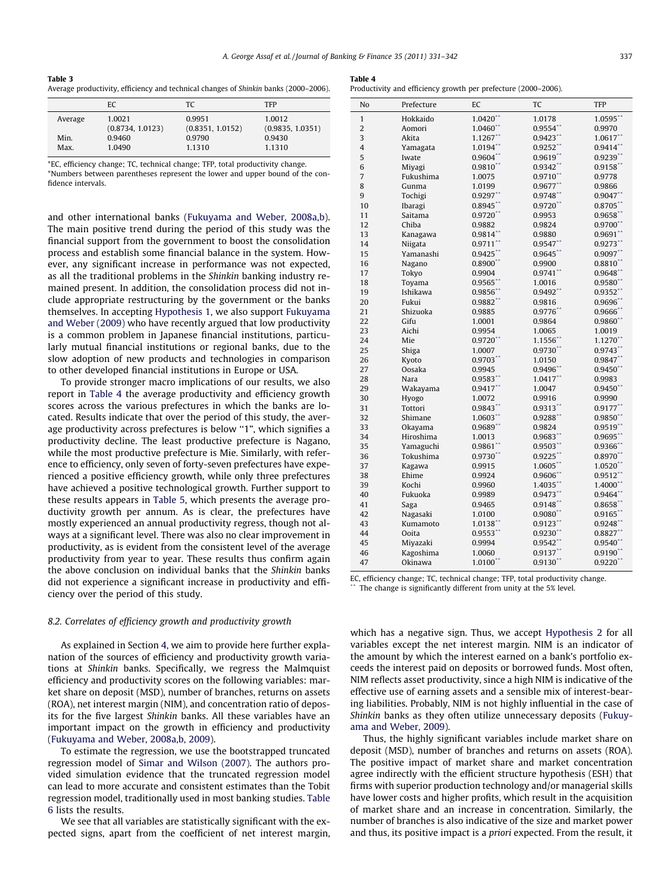**Table 3**
Average productivity, efficiency and technical changes of *Shinkin* banks (2000–2006).

| | EC | TC | TFP |
|---|---|---|---|
| Average | 1.0021 | 0.9951 | 1.0012 |
| | (0.8734, 1.0123) | (0.8351, 1.0152) | (0.9835, 1.0351) |
| Min. | 0.9460 | 0.9790 | 0.9430 |
| Max. | 1.0490 | 1.1310 | 1.1310 |

*EC, efficiency change; TC, technical change; TFP, total productivity change.
*Numbers between parentheses represent the lower and upper bound of the confidence intervals.

and other international banks (Fukuyama and Weber, 2008a,b). The main positive trend during the period of this study was the financial support from the government to boost the consolidation process and establish some financial balance in the system. However, any significant increase in performance was not expected, as all the traditional problems in the *Shinkin* banking industry remained present. In addition, the consolidation process did not include appropriate restructuring by the government or the banks themselves. In accepting Hypothesis 1, we also support Fukuyama and Weber (2009) who have recently argued that low productivity is a common problem in Japanese financial institutions, particularly mutual financial institutions or regional banks, due to the slow adoption of new products and technologies in comparison to other developed financial institutions in Europe or USA.

To provide stronger macro implications of our results, we also report in Table 4 the average productivity and efficiency growth scores across the various prefectures in which the banks are located. Results indicate that over the period of this study, the average productivity across prefectures is below "1", which signifies a productivity decline. The least productive prefecture is Nagano, while the most productive prefecture is Mie. Similarly, with reference to efficiency, only seven of forty-seven prefectures have experienced a positive efficiency growth, while only three prefectures have achieved a positive technological growth. Further support to these results appears in Table 5, which presents the average productivity growth per annum. As is clear, the prefectures have mostly experienced an annual productivity regress, though not always at a significant level. There was also no clear improvement in productivity, as is evident from the consistent level of the average productivity from year to year. These results thus confirm again the above conclusion on individual banks that the *Shinkin* banks did not experience a significant increase in productivity and efficiency over the period of this study.

**Table 4**
Productivity and efficiency growth per prefecture (2000–2006).

| No | Prefecture | EC | TC | TFP |
|---|---|---|---|---|
| 1 | Hokkaido | 1.0420** | 1.0178 | 1.0595** |
| 2 | Aomori | 1.0460** | 0.9554** | 0.9970 |
| 3 | Akita | 1.1267** | 0.9423** | 1.0617** |
| 4 | Yamagata | 1.0194** | 0.9252** | 0.9414** |
| 5 | Iwate | 0.9604** | 0.9619** | 0.9239** |
| 6 | Miyagi | 0.9810** | 0.9342** | 0.9158** |
| 7 | Fukushima | 1.0075 | 0.9710** | 0.9778 |
| 8 | Gunma | 1.0199 | 0.9677** | 0.9866 |
| 9 | Tochigi | 0.9297** | 0.9748** | 0.9047** |
| 10 | Ibaragi | 0.8945** | 0.9720** | 0.8705** |
| 11 | Saitama | 0.9720** | 0.9953 | 0.9658** |
| 12 | Chiba | 0.9882 | 0.9824 | 0.9700** |
| 13 | Kanagawa | 0.9814** | 0.9880 | 0.9691** |
| 14 | Niigata | 0.9711** | 0.9547** | 0.9273** |
| 15 | Yamanashi | 0.9425** | 0.9645** | 0.9097** |
| 16 | Nagano | 0.8900** | 0.9900 | 0.8810** |
| 17 | Tokyo | 0.9904 | 0.9741** | 0.9648** |
| 18 | Toyama | 0.9565** | 1.0016 | 0.9580** |
| 19 | Ishikawa | 0.9856** | 0.9492** | 0.9352** |
| 20 | Fukui | 0.9882** | 0.9816 | 0.9696** |
| 21 | Shizuoka | 0.9885 | 0.9776** | 0.9666** |
| 22 | Gifu | 1.0001 | 0.9864 | 0.9860** |
| 23 | Aichi | 0.9954 | 1.0065 | 1.0019 |
| 24 | Mie | 0.9720** | 1.1556** | 1.1270** |
| 25 | Shiga | 1.0007 | 0.9730** | 0.9743** |
| 26 | Kyoto | 0.9703** | 1.0150 | 0.9847** |
| 27 | Oosaka | 0.9945 | 0.9496** | 0.9450** |
| 28 | Nara | 0.9583** | 1.0417** | 0.9983 |
| 29 | Wakayama | 0.9417** | 1.0047 | 0.9450** |
| 30 | Hyogo | 1.0072 | 0.9916 | 0.9990 |
| 31 | Tottori | 0.9843** | 0.9313** | 0.9177** |
| 32 | Shimane | 1.0603** | 0.9288** | 0.9850** |
| 33 | Okayama | 0.9689** | 0.9824 | 0.9519** |
| 34 | Hiroshima | 1.0013 | 0.9683** | 0.9695** |
| 35 | Yamaguchi | 0.9861** | 0.9503** | 0.9366** |
| 36 | Tokushima | 0.9730** | 0.9225** | 0.8970** |
| 37 | Kagawa | 0.9915 | 1.0605** | 1.0520** |
| 38 | Ehime | 0.9924 | 0.9606** | 0.9512** |
| 39 | Kochi | 0.9960 | 1.4035** | 1.4000** |
| 40 | Fukuoka | 0.9989 | 0.9473** | 0.9464** |
| 41 | Saga | 0.9465 | 0.9148** | 0.8658** |
| 42 | Nagasaki | 1.0100 | 0.9080** | 0.9165** |
| 43 | Kumamoto | 1.0138** | 0.9123** | 0.9248** |
| 44 | Ooita | 0.9553** | 0.9230** | 0.8827** |
| 45 | Miyazaki | 0.9994 | 0.9542** | 0.9540** |
| 46 | Kagoshima | 1.0060 | 0.9137** | 0.9190** |
| 47 | Okinawa | 1.0100** | 0.9130** | 0.9220** |

EC, efficiency change; TC, technical change; TFP, total productivity change.
** The change is significantly different from unity at the 5% level.

### 8.2. Correlates of efficiency growth and productivity growth

As explained in Section 4, we aim to provide here further explanation of the sources of efficiency and productivity growth variations at *Shinkin* banks. Specifically, we regress the Malmquist efficiency and productivity scores on the following variables: market share on deposit (MSD), number of branches, returns on assets (ROA), net interest margin (NIM), and concentration ratio of deposits for the five largest *Shinkin* banks. All these variables have an important impact on the growth in efficiency and productivity (Fukuyama and Weber, 2008a,b, 2009).

To estimate the regression, we use the bootstrapped truncated regression model of Simar and Wilson (2007). The authors provided simulation evidence that the truncated regression model can lead to more accurate and consistent estimates than the Tobit regression model, traditionally used in most banking studies. Table 6 lists the results.

We see that all variables are statistically significant with the expected signs, apart from the coefficient of net interest margin, which has a negative sign. Thus, we accept Hypothesis 2 for all variables except the net interest margin. NIM is an indicator of the amount by which the interest earned on a bank's portfolio exceeds the interest paid on deposits or borrowed funds. Most often, NIM reflects asset productivity, since a high NIM is indicative of the effective use of earning assets and a sensible mix of interest-bearing liabilities. Probably, NIM is not highly influential in the case of *Shinkin* banks as they often utilize unnecessary deposits (Fukuyama and Weber, 2009).

Thus, the highly significant variables include market share on deposit (MSD), number of branches and returns on assets (ROA). The positive impact of market share and market concentration agree indirectly with the efficient structure hypothesis (ESH) that firms with superior production technology and/or managerial skills have lower costs and higher profits, which result in the acquisition of market share and an increase in concentration. Similarly, the number of branches is also indicative of the size and market power and thus, its positive impact is a *priori* expected. From the result, it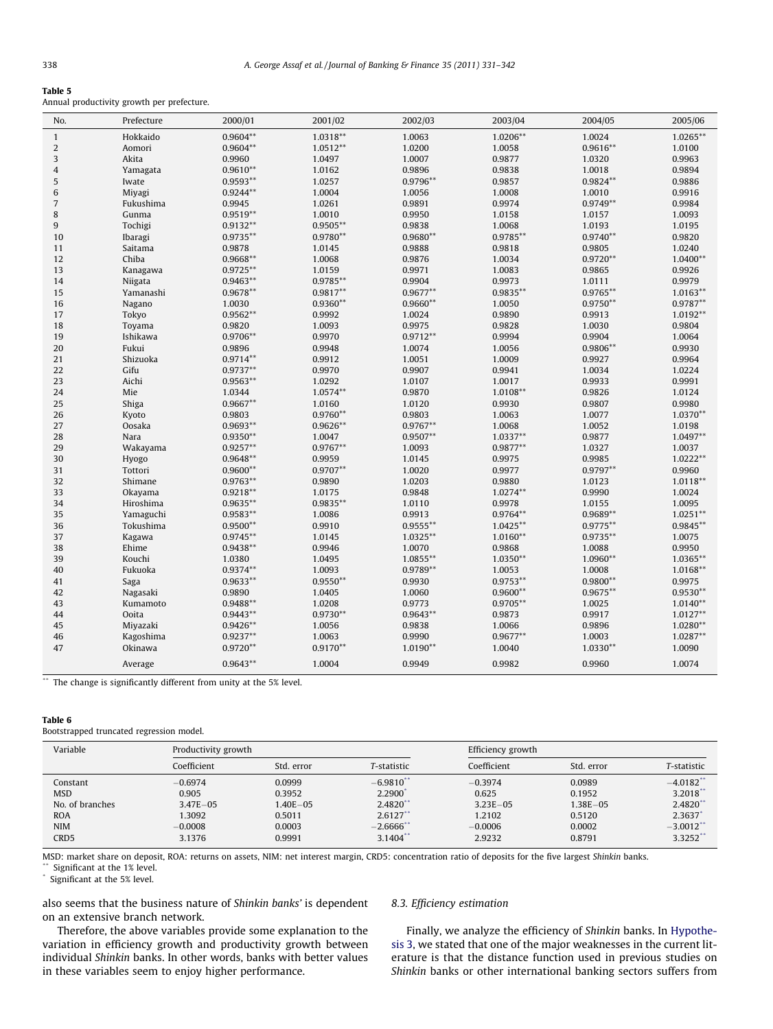**Table 5**
Annual productivity growth per prefecture.

| No. | Prefecture | 2000/01 | 2001/02 | 2002/03 | 2003/04 | 2004/05 | 2005/06 |
|---|---|---|---|---|---|---|---|
| 1 | Hokkaido | 0.9604** | 1.0318** | 1.0063 | 1.0206** | 1.0024 | 1.0265** |
| 2 | Aomori | 0.9604** | 1.0512** | 1.0200 | 1.0058 | 0.9616** | 1.0100 |
| 3 | Akita | 0.9960 | 1.0497 | 1.0007 | 0.9877 | 1.0320 | 0.9963 |
| 4 | Yamagata | 0.9610** | 1.0162 | 0.9896 | 0.9838 | 1.0018 | 0.9894 |
| 5 | Iwate | 0.9593** | 1.0257 | 0.9796** | 0.9857 | 0.9824** | 0.9886 |
| 6 | Miyagi | 0.9244** | 1.0004 | 1.0056 | 1.0008 | 1.0010 | 0.9916 |
| 7 | Fukushima | 0.9945 | 1.0261 | 0.9891 | 0.9974 | 0.9749** | 0.9984 |
| 8 | Gunma | 0.9519** | 1.0010 | 0.9950 | 1.0158 | 1.0157 | 1.0093 |
| 9 | Tochigi | 0.9132** | 0.9505** | 0.9838 | 1.0068 | 1.0193 | 1.0195 |
| 10 | Ibaragi | 0.9735** | 0.9780** | 0.9680** | 0.9785** | 0.9740** | 0.9820 |
| 11 | Saitama | 0.9878 | 1.0145 | 0.9888 | 0.9818 | 0.9805 | 1.0240 |
| 12 | Chiba | 0.9668** | 1.0068 | 0.9876 | 1.0034 | 0.9720** | 1.0400** |
| 13 | Kanagawa | 0.9725** | 1.0159 | 0.9971 | 1.0083 | 0.9865 | 0.9926 |
| 14 | Niigata | 0.9463** | 0.9785** | 0.9904 | 0.9973 | 1.0111 | 0.9979 |
| 15 | Yamanashi | 0.9678** | 0.9817** | 0.9677** | 0.9835** | 0.9765** | 1.0163** |
| 16 | Nagano | 1.0030 | 0.9360** | 0.9660** | 1.0050 | 0.9750** | 0.9787** |
| 17 | Tokyo | 0.9562** | 0.9992 | 1.0024 | 0.9890 | 0.9913 | 1.0192** |
| 18 | Toyama | 0.9820 | 1.0093 | 0.9975 | 0.9828 | 1.0030 | 0.9804 |
| 19 | Ishikawa | 0.9706** | 0.9970 | 0.9712** | 0.9994 | 0.9904 | 1.0064 |
| 20 | Fukui | 0.9896 | 0.9948 | 1.0074 | 1.0056 | 0.9806** | 0.9930 |
| 21 | Shizuoka | 0.9714** | 0.9912 | 1.0051 | 1.0009 | 0.9927 | 0.9964 |
| 22 | Gifu | 0.9737** | 0.9970 | 0.9907 | 0.9941 | 1.0034 | 1.0224 |
| 23 | Aichi | 0.9563** | 1.0292 | 1.0107 | 1.0017 | 0.9933 | 0.9991 |
| 24 | Mie | 1.0344 | 1.0574** | 0.9870 | 1.0108** | 0.9826 | 1.0124 |
| 25 | Shiga | 0.9667** | 1.0160 | 1.0120 | 0.9930 | 0.9807 | 0.9980 |
| 26 | Kyoto | 0.9803 | 0.9760** | 0.9803 | 1.0063 | 1.0077 | 1.0370** |
| 27 | Oosaka | 0.9693** | 0.9626** | 0.9767** | 1.0068 | 1.0052 | 1.0198 |
| 28 | Nara | 0.9350** | 1.0047 | 0.9507** | 1.0337** | 0.9877 | 1.0497** |
| 29 | Wakayama | 0.9257** | 0.9767** | 1.0093 | 0.9877** | 1.0327 | 1.0037 |
| 30 | Hyogo | 0.9648** | 0.9959 | 1.0145 | 0.9975 | 0.9985 | 1.0222** |
| 31 | Tottori | 0.9600** | 0.9707** | 1.0020 | 0.9977 | 0.9797** | 0.9960 |
| 32 | Shimane | 0.9763** | 0.9890 | 1.0203 | 0.9880 | 1.0123 | 1.0118** |
| 33 | Okayama | 0.9218** | 1.0175 | 0.9848 | 1.0274** | 0.9990 | 1.0024 |
| 34 | Hiroshima | 0.9635** | 0.9835** | 1.0110 | 0.9978 | 1.0155 | 1.0095 |
| 35 | Yamaguchi | 0.9583** | 1.0086 | 0.9913 | 0.9764** | 0.9689** | 1.0251** |
| 36 | Tokushima | 0.9500** | 0.9910 | 0.9555** | 1.0425** | 0.9775** | 0.9845** |
| 37 | Kagawa | 0.9745** | 1.0145 | 1.0325** | 1.0160** | 0.9735** | 1.0075 |
| 38 | Ehime | 0.9438** | 0.9946 | 1.0070 | 0.9868 | 1.0088 | 0.9950 |
| 39 | Kouchi | 1.0380 | 1.0495 | 1.0855** | 1.0350** | 1.0960** | 1.0365** |
| 40 | Fukuoka | 0.9374** | 1.0093 | 0.9789** | 1.0053 | 1.0008 | 1.0168** |
| 41 | Saga | 0.9633** | 0.9550** | 0.9930 | 0.9753** | 0.9800** | 0.9975 |
| 42 | Nagasaki | 0.9890 | 1.0405 | 1.0060 | 0.9600** | 0.9675** | 0.9530** |
| 43 | Kumamoto | 0.9488** | 1.0208 | 0.9773 | 0.9705** | 1.0025 | 1.0140** |
| 44 | Ooita | 0.9443** | 0.9730** | 0.9643** | 0.9873 | 0.9917 | 1.0127** |
| 45 | Miyazaki | 0.9426** | 1.0056 | 0.9838 | 1.0066 | 0.9896 | 1.0280** |
| 46 | Kagoshima | 0.9237** | 1.0063 | 0.9990 | 0.9677** | 1.0003 | 1.0287** |
| 47 | Okinawa | 0.9720** | 0.9170** | 1.0190** | 1.0040 | 1.0330** | 1.0090 |
| | Average | 0.9643** | 1.0004 | 0.9949 | 0.9982 | 0.9960 | 1.0074 |

** The change is significantly different from unity at the 5% level.

**Table 6**
Bootstrapped truncated regression model.

| Variable | Productivity growth | | | Efficiency growth | | |
|---|---|---|---|---|---|---|
| | Coefficient | Std. error | T-statistic | Coefficient | Std. error | T-statistic |
| Constant | −0.6974 | 0.0999 | −6.9810** | −0.3974 | 0.0989 | −4.0182** |
| MSD | 0.905 | 0.3952 | 2.2900* | 0.625 | 0.1952 | 3.2018** |
| No. of branches | 3.47E−05 | 1.40E−05 | 2.4820** | 3.23E−05 | 1.38E−05 | 2.4820** |
| ROA | 1.3092 | 0.5011 | 2.6127** | 1.2102 | 0.5120 | 2.3637* |
| NIM | −0.0008 | 0.0003 | −2.6666** | −0.0006 | 0.0002 | −3.0012** |
| CRD5 | 3.1376 | 0.9991 | 3.1404** | 2.9232 | 0.8791 | 3.3252** |

MSD: market share on deposit, ROA: returns on assets, NIM: net interest margin, CRD5: concentration ratio of deposits for the five largest *Shinkin* banks.
** Significant at the 1% level.
* Significant at the 5% level.

also seems that the business nature of *Shinkin banks'* is dependent on an extensive branch network.

Therefore, the above variables provide some explanation to the variation in efficiency growth and productivity growth between individual *Shinkin* banks. In other words, banks with better values in these variables seem to enjoy higher performance.

### 8.3. Efficiency estimation

Finally, we analyze the efficiency of *Shinkin* banks. In Hypothesis 3, we stated that one of the major weaknesses in the current literature is that the distance function used in previous studies on *Shinkin* banks or other international banking sectors suffers from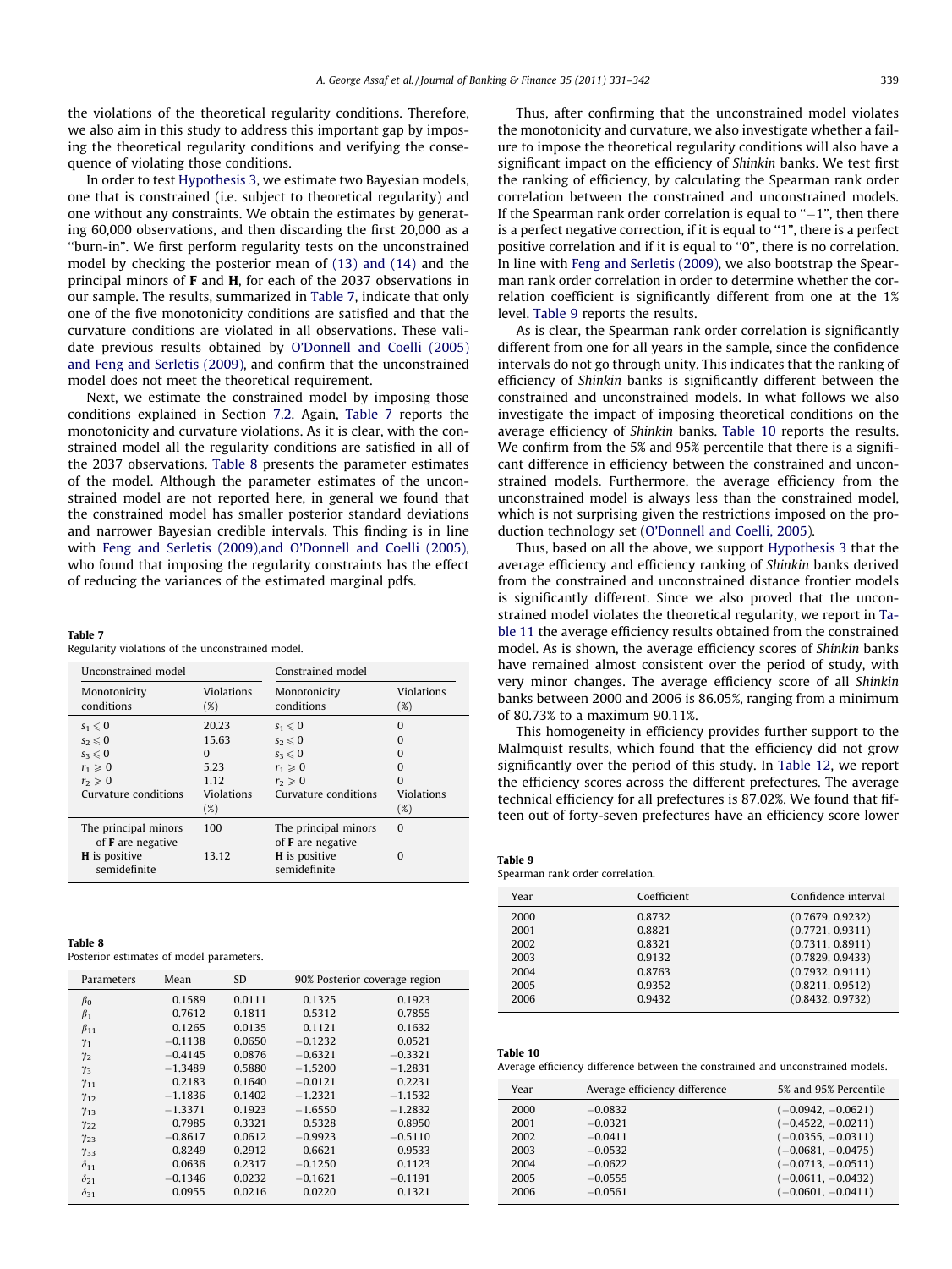the violations of the theoretical regularity conditions. Therefore, we also aim in this study to address this important gap by imposing the theoretical regularity conditions and verifying the consequence of violating those conditions.

In order to test Hypothesis 3, we estimate two Bayesian models, one that is constrained (i.e. subject to theoretical regularity) and one without any constraints. We obtain the estimates by generating 60,000 observations, and then discarding the first 20,000 as a "burn-in". We first perform regularity tests on the unconstrained model by checking the posterior mean of (13) and (14) and the principal minors of **F** and **H**, for each of the 2037 observations in our sample. The results, summarized in Table 7, indicate that only one of the five monotonicity conditions are satisfied and that the curvature conditions are violated in all observations. These validate previous results obtained by O'Donnell and Coelli (2005) and Feng and Serletis (2009), and confirm that the unconstrained model does not meet the theoretical requirement.

Next, we estimate the constrained model by imposing those conditions explained in Section 7.2. Again, Table 7 reports the monotonicity and curvature violations. As it is clear, with the constrained model all the regularity conditions are satisfied in all of the 2037 observations. Table 8 presents the parameter estimates of the model. Although the parameter estimates of the unconstrained model are not reported here, in general we found that the constrained model has smaller posterior standard deviations and narrower Bayesian credible intervals. This finding is in line with Feng and Serletis (2009),and O'Donnell and Coelli (2005), who found that imposing the regularity constraints has the effect of reducing the variances of the estimated marginal pdfs.

**Table 7**
Regularity violations of the unconstrained model.

| Unconstrained model | | Constrained model | |
|---|---|---|---|
| Monotonicity conditions | Violations (%) | Monotonicity conditions | Violations (%) |
| $s_1 \leqslant 0$ | 20.23 | $s_1 \leqslant 0$ | 0 |
| $s_2 \leqslant 0$ | 15.63 | $s_2 \leqslant 0$ | 0 |
| $s_3 \leqslant 0$ | 0 | $s_3 \leqslant 0$ | 0 |
| $r_1 \geqslant 0$ | 5.23 | $r_1 \geqslant 0$ | 0 |
| $r_2 \geqslant 0$ | 1.12 | $r_2 \geqslant 0$ | 0 |
| Curvature conditions | Violations (%) | Curvature conditions | Violations (%) |
| The principal minors of **F** are negative | 100 | The principal minors of **F** are negative | 0 |
| **H** is positive semidefinite | 13.12 | **H** is positive semidefinite | 0 |

**Table 8**
Posterior estimates of model parameters.

| Parameters | Mean | SD | 90% Posterior coverage region | |
|---|---|---|---|---|
| $\beta_0$ | 0.1589 | 0.0111 | 0.1325 | 0.1923 |
| $\beta_1$ | 0.7612 | 0.1811 | 0.5312 | 0.7855 |
| $\beta_{11}$ | 0.1265 | 0.0135 | 0.1121 | 0.1632 |
| $\gamma_1$ | −0.1138 | 0.0650 | −0.1232 | 0.0521 |
| $\gamma_2$ | −0.4145 | 0.0876 | −0.6321 | −0.3321 |
| $\gamma_3$ | −1.3489 | 0.5880 | −1.5200 | −1.2831 |
| $\gamma_{11}$ | 0.2183 | 0.1640 | −0.0121 | 0.2231 |
| $\gamma_{12}$ | −1.1836 | 0.1402 | −1.2321 | −1.1532 |
| $\gamma_{13}$ | −1.3371 | 0.1923 | −1.6550 | −1.2832 |
| $\gamma_{22}$ | 0.7985 | 0.3321 | 0.5328 | 0.8950 |
| $\gamma_{23}$ | −0.8617 | 0.0612 | −0.9923 | −0.5110 |
| $\gamma_{33}$ | 0.8249 | 0.2912 | 0.6621 | 0.9533 |
| $\delta_{11}$ | 0.0636 | 0.2317 | −0.1250 | 0.1123 |
| $\delta_{21}$ | −0.1346 | 0.0232 | −0.1621 | −0.1191 |
| $\delta_{31}$ | 0.0955 | 0.0216 | 0.0220 | 0.1321 |

Thus, after confirming that the unconstrained model violates the monotonicity and curvature, we also investigate whether a failure to impose the theoretical regularity conditions will also have a significant impact on the efficiency of *Shinkin* banks. We test first the ranking of efficiency, by calculating the Spearman rank order correlation between the constrained and unconstrained models. If the Spearman rank order correlation is equal to "−1", then there is a perfect negative correction, if it is equal to "1", there is a perfect positive correlation and if it is equal to "0", there is no correlation. In line with Feng and Serletis (2009), we also bootstrap the Spearman rank order correlation in order to determine whether the correlation coefficient is significantly different from one at the 1% level. Table 9 reports the results.

As is clear, the Spearman rank order correlation is significantly different from one for all years in the sample, since the confidence intervals do not go through unity. This indicates that the ranking of efficiency of *Shinkin* banks is significantly different between the constrained and unconstrained models. In what follows we also investigate the impact of imposing theoretical conditions on the average efficiency of *Shinkin* banks. Table 10 reports the results. We confirm from the 5% and 95% percentile that there is a significant difference in efficiency between the constrained and unconstrained models. Furthermore, the average efficiency from the unconstrained model is always less than the constrained model, which is not surprising given the restrictions imposed on the production technology set (O'Donnell and Coelli, 2005).

Thus, based on all the above, we support Hypothesis 3 that the average efficiency and efficiency ranking of *Shinkin* banks derived from the constrained and unconstrained distance frontier models is significantly different. Since we also proved that the unconstrained model violates the theoretical regularity, we report in Table 11 the average efficiency results obtained from the constrained model. As is shown, the average efficiency scores of *Shinkin* banks have remained almost consistent over the period of study, with very minor changes. The average efficiency score of all *Shinkin* banks between 2000 and 2006 is 86.05%, ranging from a minimum of 80.73% to a maximum 90.11%.

This homogeneity in efficiency provides further support to the Malmquist results, which found that the efficiency did not grow significantly over the period of this study. In Table 12, we report the efficiency scores across the different prefectures. The average technical efficiency for all prefectures is 87.02%. We found that fifteen out of forty-seven prefectures have an efficiency score lower

**Table 9**
Spearman rank order correlation.

| Year | Coefficient | Confidence interval |
|---|---|---|
| 2000 | 0.8732 | (0.7679, 0.9232) |
| 2001 | 0.8821 | (0.7721, 0.9311) |
| 2002 | 0.8321 | (0.7311, 0.8911) |
| 2003 | 0.9132 | (0.7829, 0.9433) |
| 2004 | 0.8763 | (0.7932, 0.9111) |
| 2005 | 0.9352 | (0.8211, 0.9512) |
| 2006 | 0.9432 | (0.8432, 0.9732) |

**Table 10**
Average efficiency difference between the constrained and unconstrained models.

| Year | Average efficiency difference | 5% and 95% Percentile |
|---|---|---|
| 2000 | −0.0832 | (−0.0942, −0.0621) |
| 2001 | −0.0321 | (−0.4522, −0.0211) |
| 2002 | −0.0411 | (−0.0355, −0.0311) |
| 2003 | −0.0532 | (−0.0681, −0.0475) |
| 2004 | −0.0622 | (−0.0713, −0.0511) |
| 2005 | −0.0555 | (−0.0611, −0.0432) |
| 2006 | −0.0561 | (−0.0601, −0.0411) |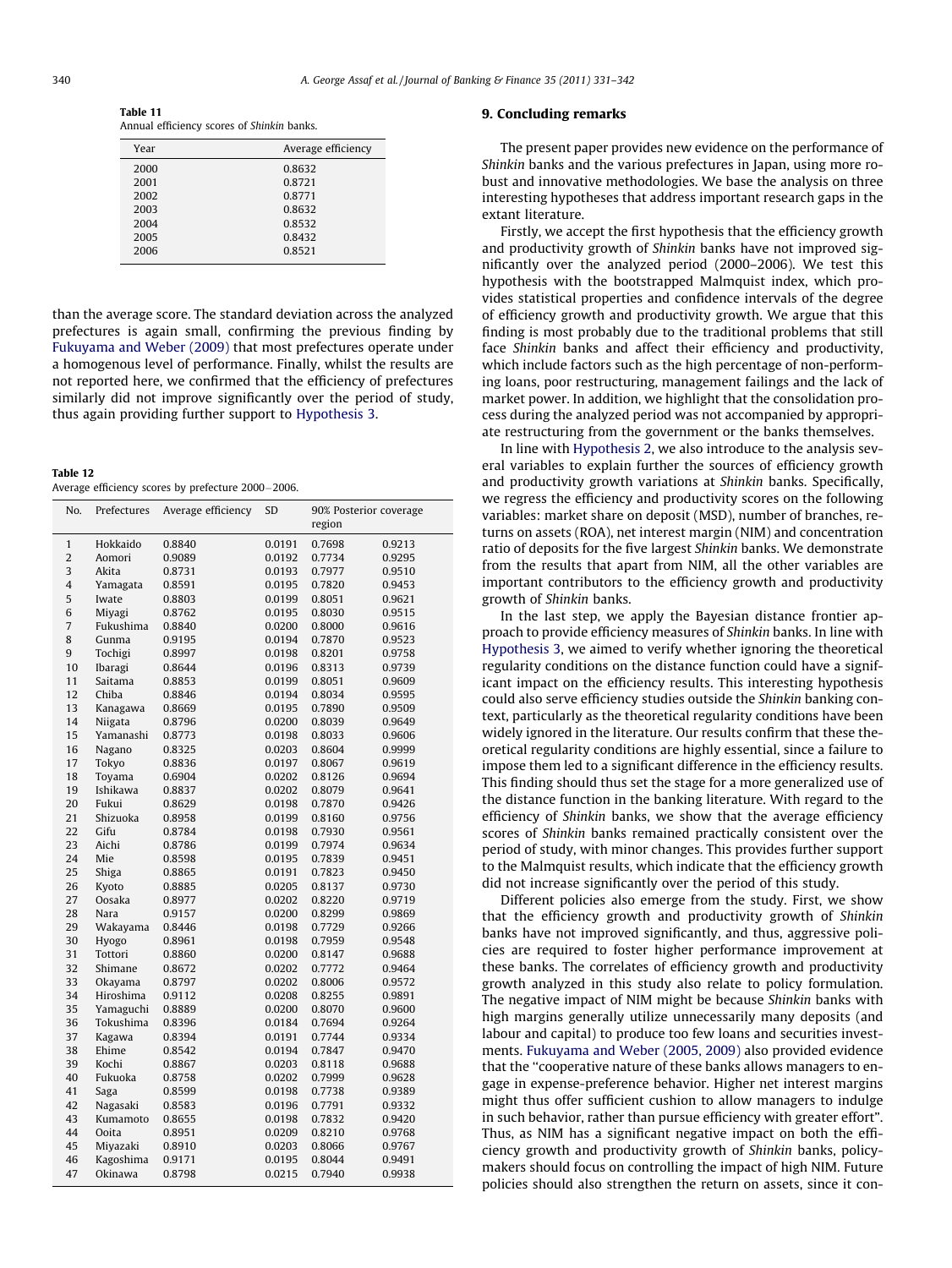**Table 11**
Annual efficiency scores of *Shinkin* banks.

| Year | Average efficiency |
|---|---|
| 2000 | 0.8632 |
| 2001 | 0.8721 |
| 2002 | 0.8771 |
| 2003 | 0.8632 |
| 2004 | 0.8532 |
| 2005 | 0.8432 |
| 2006 | 0.8521 |

than the average score. The standard deviation across the analyzed prefectures is again small, confirming the previous finding by Fukuyama and Weber (2009) that most prefectures operate under a homogenous level of performance. Finally, whilst the results are not reported here, we confirmed that the efficiency of prefectures similarly did not improve significantly over the period of study, thus again providing further support to Hypothesis 3.

**Table 12**
Average efficiency scores by prefecture 2000–2006.

| No. | Prefectures | Average efficiency | SD | 90% Posterior coverage region | |
|---|---|---|---|---|---|
| 1 | Hokkaido | 0.8840 | 0.0191 | 0.7698 | 0.9213 |
| 2 | Aomori | 0.9089 | 0.0192 | 0.7734 | 0.9295 |
| 3 | Akita | 0.8731 | 0.0193 | 0.7977 | 0.9510 |
| 4 | Yamagata | 0.8591 | 0.0195 | 0.7820 | 0.9453 |
| 5 | Iwate | 0.8803 | 0.0199 | 0.8051 | 0.9621 |
| 6 | Miyagi | 0.8762 | 0.0195 | 0.8030 | 0.9515 |
| 7 | Fukushima | 0.8840 | 0.0200 | 0.8000 | 0.9616 |
| 8 | Gunma | 0.9195 | 0.0194 | 0.7870 | 0.9523 |
| 9 | Tochigi | 0.8997 | 0.0198 | 0.8201 | 0.9758 |
| 10 | Ibaragi | 0.8644 | 0.0196 | 0.8313 | 0.9739 |
| 11 | Saitama | 0.8853 | 0.0199 | 0.8051 | 0.9609 |
| 12 | Chiba | 0.8846 | 0.0194 | 0.8034 | 0.9595 |
| 13 | Kanagawa | 0.8669 | 0.0195 | 0.7890 | 0.9509 |
| 14 | Niigata | 0.8796 | 0.0200 | 0.8039 | 0.9649 |
| 15 | Yamanashi | 0.8773 | 0.0198 | 0.8033 | 0.9606 |
| 16 | Nagano | 0.8325 | 0.0203 | 0.8604 | 0.9999 |
| 17 | Tokyo | 0.8836 | 0.0197 | 0.8067 | 0.9619 |
| 18 | Toyama | 0.6904 | 0.0202 | 0.8126 | 0.9694 |
| 19 | Ishikawa | 0.8837 | 0.0202 | 0.8079 | 0.9641 |
| 20 | Fukui | 0.8629 | 0.0198 | 0.7870 | 0.9426 |
| 21 | Shizuoka | 0.8958 | 0.0199 | 0.8160 | 0.9756 |
| 22 | Gifu | 0.8784 | 0.0198 | 0.7930 | 0.9561 |
| 23 | Aichi | 0.8786 | 0.0199 | 0.7974 | 0.9634 |
| 24 | Mie | 0.8598 | 0.0195 | 0.7839 | 0.9451 |
| 25 | Shiga | 0.8865 | 0.0191 | 0.7823 | 0.9450 |
| 26 | Kyoto | 0.8885 | 0.0205 | 0.8137 | 0.9730 |
| 27 | Oosaka | 0.8977 | 0.0202 | 0.8220 | 0.9719 |
| 28 | Nara | 0.9157 | 0.0200 | 0.8299 | 0.9869 |
| 29 | Wakayama | 0.8446 | 0.0198 | 0.7729 | 0.9266 |
| 30 | Hyogo | 0.8961 | 0.0198 | 0.7959 | 0.9548 |
| 31 | Tottori | 0.8860 | 0.0200 | 0.8147 | 0.9688 |
| 32 | Shimane | 0.8672 | 0.0202 | 0.7772 | 0.9464 |
| 33 | Okayama | 0.8797 | 0.0202 | 0.8006 | 0.9572 |
| 34 | Hiroshima | 0.9112 | 0.0208 | 0.8255 | 0.9891 |
| 35 | Yamaguchi | 0.8889 | 0.0200 | 0.8070 | 0.9600 |
| 36 | Tokushima | 0.8396 | 0.0184 | 0.7694 | 0.9264 |
| 37 | Kagawa | 0.8394 | 0.0191 | 0.7744 | 0.9334 |
| 38 | Ehime | 0.8542 | 0.0194 | 0.7847 | 0.9470 |
| 39 | Kochi | 0.8867 | 0.0203 | 0.8118 | 0.9688 |
| 40 | Fukuoka | 0.8758 | 0.0202 | 0.7999 | 0.9628 |
| 41 | Saga | 0.8599 | 0.0198 | 0.7738 | 0.9389 |
| 42 | Nagasaki | 0.8583 | 0.0196 | 0.7791 | 0.9332 |
| 43 | Kumamoto | 0.8655 | 0.0198 | 0.7832 | 0.9420 |
| 44 | Ooita | 0.8951 | 0.0209 | 0.8210 | 0.9768 |
| 45 | Miyazaki | 0.8910 | 0.0203 | 0.8066 | 0.9767 |
| 46 | Kagoshima | 0.9171 | 0.0195 | 0.8044 | 0.9491 |
| 47 | Okinawa | 0.8798 | 0.0215 | 0.7940 | 0.9938 |

## 9. Concluding remarks

The present paper provides new evidence on the performance of *Shinkin* banks and the various prefectures in Japan, using more robust and innovative methodologies. We base the analysis on three interesting hypotheses that address important research gaps in the extant literature.

Firstly, we accept the first hypothesis that the efficiency growth and productivity growth of *Shinkin* banks have not improved significantly over the analyzed period (2000–2006). We test this hypothesis with the bootstrapped Malmquist index, which provides statistical properties and confidence intervals of the degree of efficiency growth and productivity growth. We argue that this finding is most probably due to the traditional problems that still face *Shinkin* banks and affect their efficiency and productivity, which include factors such as the high percentage of non-performing loans, poor restructuring, management failings and the lack of market power. In addition, we highlight that the consolidation process during the analyzed period was not accompanied by appropriate restructuring from the government or the banks themselves.

In line with Hypothesis 2, we also introduce to the analysis several variables to explain further the sources of efficiency growth and productivity growth variations at *Shinkin* banks. Specifically, we regress the efficiency and productivity scores on the following variables: market share on deposit (MSD), number of branches, returns on assets (ROA), net interest margin (NIM) and concentration ratio of deposits for the five largest *Shinkin* banks. We demonstrate from the results that apart from NIM, all the other variables are important contributors to the efficiency growth and productivity growth of *Shinkin* banks.

In the last step, we apply the Bayesian distance frontier approach to provide efficiency measures of *Shinkin* banks. In line with Hypothesis 3, we aimed to verify whether ignoring the theoretical regularity conditions on the distance function could have a significant impact on the efficiency results. This interesting hypothesis could also serve efficiency studies outside the *Shinkin* banking context, particularly as the theoretical regularity conditions have been widely ignored in the literature. Our results confirm that these theoretical regularity conditions are highly essential, since a failure to impose them led to a significant difference in the efficiency results. This finding thus set the stage for a more generalized use of the distance function in the banking literature. With regard to the efficiency of *Shinkin* banks, we show that the average efficiency scores of *Shinkin* banks remained practically consistent over the period of study, with minor changes. This provides further support to the Malmquist results, which indicate that the efficiency growth did not increase significantly over the period of this study.

Different policies also emerge from the study. First, we show that the efficiency growth and productivity growth of *Shinkin* banks have not improved significantly, and thus, aggressive policies are required to foster higher performance improvement at these banks. The correlates of efficiency growth and productivity growth analyzed in this study also relate to policy formulation. The negative impact of NIM might be because *Shinkin* banks with high margins generally utilize unnecessarily many deposits (and labour and capital) to produce too few loans and securities investments. Fukuyama and Weber (2005, 2009) also provided evidence that the "cooperative nature of these banks allows managers to engage in expense-preference behavior. Higher net interest margins might thus offer sufficient cushion to allow managers to indulge in such behavior, rather than pursue efficiency with greater effort". Thus, as NIM has a significant negative impact on both the efficiency growth and productivity growth of *Shinkin* banks, policymakers should focus on controlling the impact of high NIM. Future policies should also strengthen the return on assets, since it con-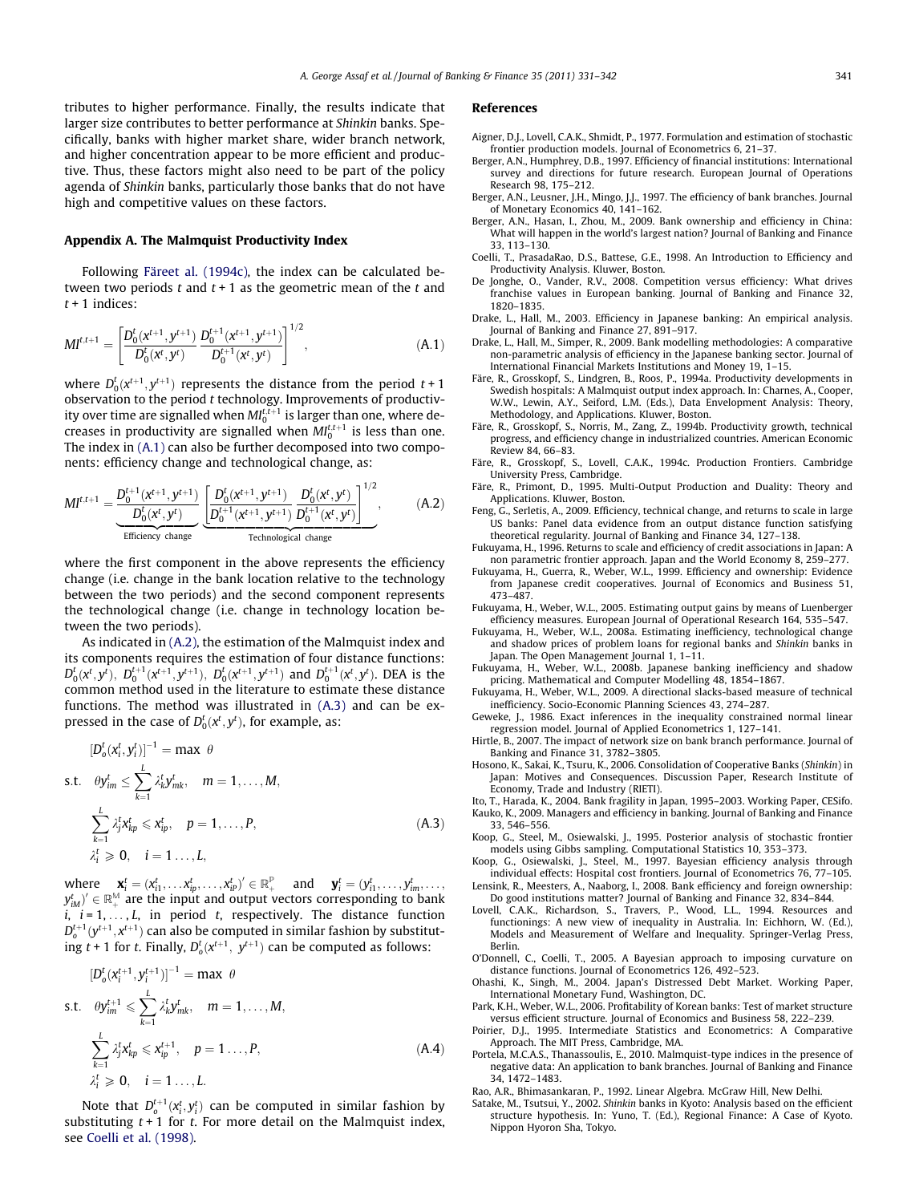tributes to higher performance. Finally, the results indicate that larger size contributes to better performance at *Shinkin* banks. Specifically, banks with higher market share, wider branch network, and higher concentration appear to be more efficient and productive. Thus, these factors might also need to be part of the policy agenda of *Shinkin* banks, particularly those banks that do not have high and competitive values on these factors.

## Appendix A. The Malmquist Productivity Index

Following Färeet al. (1994c), the index can be calculated between two periods $t$ and $t+1$ as the geometric mean of the $t$ and $t+1$ indices:

$$MI^{t,t+1} = \left[ \frac{D_0^t(x^{t+1}, y^{t+1})}{D_0^t(x^t, y^t)} \frac{D_0^{t+1}(x^{t+1}, y^{t+1})}{D_0^{t+1}(x^t, y^t)} \right]^{1/2}, \tag{A.1}$$

where $D_0^t(x^{t+1}, y^{t+1})$ represents the distance from the period $t+1$ observation to the period $t$ technology. Improvements of productivity over time are signalled when $MI_0^{t,t+1}$ is larger than one, where decreases in productivity are signalled when $MI_0^{t,t+1}$ is less than one. The index in (A.1) can also be further decomposed into two components: efficiency change and technological change, as:

$$MI^{t,t+1} = \underbrace{\frac{D_0^{t+1}(x^{t+1}, y^{t+1})}{D_0^t(x^t, y^t)}}_{\text{Efficiency change}} \underbrace{\left[ \frac{D_0^t(x^{t+1}, y^{t+1})}{D_0^{t+1}(x^{t+1}, y^{t+1})} \frac{D_0^t(x^t, y^t)}{D_0^{t+1}(x^t, y^t)} \right]^{1/2}}_{\text{Technological change}}, \tag{A.2}$$

where the first component in the above represents the efficiency change (i.e. change in the bank location relative to the technology between the two periods) and the second component represents the technological change (i.e. change in technology location between the two periods).

As indicated in (A.2), the estimation of the Malmquist index and its components requires the estimation of four distance functions: $D_0^t(x^t, y^t)$, $D_0^{t+1}(x^{t+1}, y^{t+1})$, $D_0^t(x^{t+1}, y^{t+1})$ and $D_0^{t+1}(x^t, y^t)$. DEA is the common method used in the literature to estimate these distance functions. The method was illustrated in (A.3) and can be expressed in the case of $D_0^t(x^t, y^t)$, for example, as:

$$\begin{aligned}
&[D_o^t(x_i^t, y_i^t)]^{-1} = \max\ \theta \\
&\text{s.t.}\quad \theta y_{im}^t \le \sum_{k=1}^{L} \lambda_k^t y_{mk}^t, \quad m = 1, \ldots, M, \\
&\qquad \sum_{k=1}^{L} \lambda_j^t x_{kp}^t \leqslant x_{ip}^t, \quad p = 1, \ldots, P, \\
&\qquad \lambda_i^t \geqslant 0, \quad i = 1 \ldots, L,
\end{aligned} \tag{A.3}$$

where $\mathbf{x}_i^t = (x_{i1}^t, \ldots x_{ip}^t, \ldots, x_{iP}^t)' \in \mathbb{R}_+^{\mathbb{P}}$ and $\mathbf{y}_i^t = (y_{i1}^t, \ldots, y_{im}^t, \ldots, y_{iM}^t)' \in \mathbb{R}_+^{\mathbb{M}}$ are the input and output vectors corresponding to bank $i$, $i = 1, \ldots, L$, in period $t$, respectively. The distance function $D_o^{t+1}(y^{t+1}, x^{t+1})$ can also be computed in similar fashion by substituting $t+1$ for $t$. Finally, $D_o^t(x^{t+1}, y^{t+1})$ can be computed as follows:

$$\begin{aligned}
&[D_o^t(x_i^{t+1}, y_i^{t+1})]^{-1} = \max\ \theta \\
&\text{s.t.}\quad \theta y_{im}^{t+1} \leqslant \sum_{k=1}^{L} \lambda_k^t y_{mk}^t, \quad m = 1, \ldots, M, \\
&\qquad \sum_{k=1}^{L} \lambda_j^t x_{kp}^t \leqslant x_{ip}^{t+1}, \quad p = 1 \ldots, P, \\
&\qquad \lambda_i^t \geqslant 0, \quad i = 1 \ldots, L.
\end{aligned} \tag{A.4}$$

Note that $D_o^{t+1}(x_i^t, y_i^t)$ can be computed in similar fashion by substituting $t+1$ for $t$. For more detail on the Malmquist index, see Coelli et al. (1998).

## References

Aigner, D.J., Lovell, C.A.K., Shmidt, P., 1977. Formulation and estimation of stochastic frontier production models. Journal of Econometrics 6, 21–37.

Berger, A.N., Humphrey, D.B., 1997. Efficiency of financial institutions: International survey and directions for future research. European Journal of Operations Research 98, 175–212.

Berger, A.N., Leusner, J.H., Mingo, J.J., 1997. The efficiency of bank branches. Journal of Monetary Economics 40, 141–162.

Berger, A.N., Hasan, I., Zhou, M., 2009. Bank ownership and efficiency in China: What will happen in the world's largest nation? Journal of Banking and Finance 33, 113–130.

Coelli, T., PrasadaRao, D.S., Battese, G.E., 1998. An Introduction to Efficiency and Productivity Analysis. Kluwer, Boston.

De Jonghe, O., Vander, R.V., 2008. Competition versus efficiency: What drives franchise values in European banking. Journal of Banking and Finance 32, 1820–1835.

Drake, L., Hall, M., 2003. Efficiency in Japanese banking: An empirical analysis. Journal of Banking and Finance 27, 891–917.

Drake, L., Hall, M., Simper, R., 2009. Bank modelling methodologies: A comparative non-parametric analysis of efficiency in the Japanese banking sector. Journal of International Financial Markets Institutions and Money 19, 1–15.

Färe, R., Grosskopf, S., Lindgren, B., Roos, P., 1994a. Productivity developments in Swedish hospitals: A Malmquist output index approach. In: Charnes, A., Cooper, W.W., Lewin, A.Y., Seiford, L.M. (Eds.), Data Envelopment Analysis: Theory, Methodology, and Applications. Kluwer, Boston.

Färe, R., Grosskopf, S., Norris, M., Zang, Z., 1994b. Productivity growth, technical progress, and efficiency change in industrialized countries. American Economic Review 84, 66–83.

Färe, R., Grosskopf, S., Lovell, C.A.K., 1994c. Production Frontiers. Cambridge University Press, Cambridge.

Färe, R., Primont, D., 1995. Multi-Output Production and Duality: Theory and Applications. Kluwer, Boston.

Feng, G., Serletis, A., 2009. Efficiency, technical change, and returns to scale in large US banks: Panel data evidence from an output distance function satisfying theoretical regularity. Journal of Banking and Finance 34, 127–138.

Fukuyama, H., 1996. Returns to scale and efficiency of credit associations in Japan: A non parametric frontier approach. Japan and the World Economy 8, 259–277.

Fukuyama, H., Guerra, R., Weber, W.L., 1999. Efficiency and ownership: Evidence from Japanese credit cooperatives. Journal of Economics and Business 51, 473–487.

Fukuyama, H., Weber, W.L., 2005. Estimating output gains by means of Luenberger efficiency measures. European Journal of Operational Research 164, 535–547.

Fukuyama, H., Weber, W.L., 2008a. Estimating inefficiency, technological change and shadow prices of problem loans for regional banks and *Shinkin* banks in Japan. The Open Management Journal 1, 1–11.

Fukuyama, H., Weber, W.L., 2008b. Japanese banking inefficiency and shadow pricing. Mathematical and Computer Modelling 48, 1854–1867.

Fukuyama, H., Weber, W.L., 2009. A directional slacks-based measure of technical inefficiency. Socio-Economic Planning Sciences 43, 274–287.

Geweke, J., 1986. Exact inferences in the inequality constrained normal linear regression model. Journal of Applied Econometrics 1, 127–141.

Hirtle, B., 2007. The impact of network size on bank branch performance. Journal of Banking and Finance 31, 3782–3805.

Hosono, K., Sakai, K., Tsuru, K., 2006. Consolidation of Cooperative Banks (*Shinkin*) in Japan: Motives and Consequences. Discussion Paper, Research Institute of Economy, Trade and Industry (RIETI).

Ito, T., Harada, K., 2004. Bank fragility in Japan, 1995–2003. Working Paper, CESifo.

Kauko, K., 2009. Managers and efficiency in banking. Journal of Banking and Finance 33, 546–556.

Koop, G., Steel, M., Osiewalski, J., 1995. Posterior analysis of stochastic frontier models using Gibbs sampling. Computational Statistics 10, 353–373.

Koop, G., Osiewalski, J., Steel, M., 1997. Bayesian efficiency analysis through individual effects: Hospital cost frontiers. Journal of Econometrics 76, 77–105.

Lensink, R., Meesters, A., Naaborg, I., 2008. Bank efficiency and foreign ownership: Do good institutions matter? Journal of Banking and Finance 32, 834–844.

Lovell, C.A.K., Richardson, S., Travers, P., Wood, L.L., 1994. Resources and functionings: A new view of inequality in Australia. In: Eichhorn, W. (Ed.), Models and Measurement of Welfare and Inequality. Springer-Verlag Press, Berlin.

O'Donnell, C., Coelli, T., 2005. A Bayesian approach to imposing curvature on distance functions. Journal of Econometrics 126, 492–523.

Ohashi, K., Singh, M., 2004. Japan's Distressed Debt Market. Working Paper, International Monetary Fund, Washington, DC.

Park, K.H., Weber, W.L., 2006. Profitability of Korean banks: Test of market structure versus efficient structure. Journal of Economics and Business 58, 222–239.

Poirier, D.J., 1995. Intermediate Statistics and Econometrics: A Comparative Approach. The MIT Press, Cambridge, MA.

Portela, M.C.A.S., Thanassoulis, E., 2010. Malmquist-type indices in the presence of negative data: An application to bank branches. Journal of Banking and Finance 34, 1472–1483.

Rao, A.R., Bhimasankaran, P., 1992. Linear Algebra. McGraw Hill, New Delhi.

Satake, M., Tsutsui, Y., 2002. *Shinkin* banks in Kyoto: Analysis based on the efficient structure hypothesis. In: Yuno, T. (Ed.), Regional Finance: A Case of Kyoto. Nippon Hyoron Sha, Tokyo.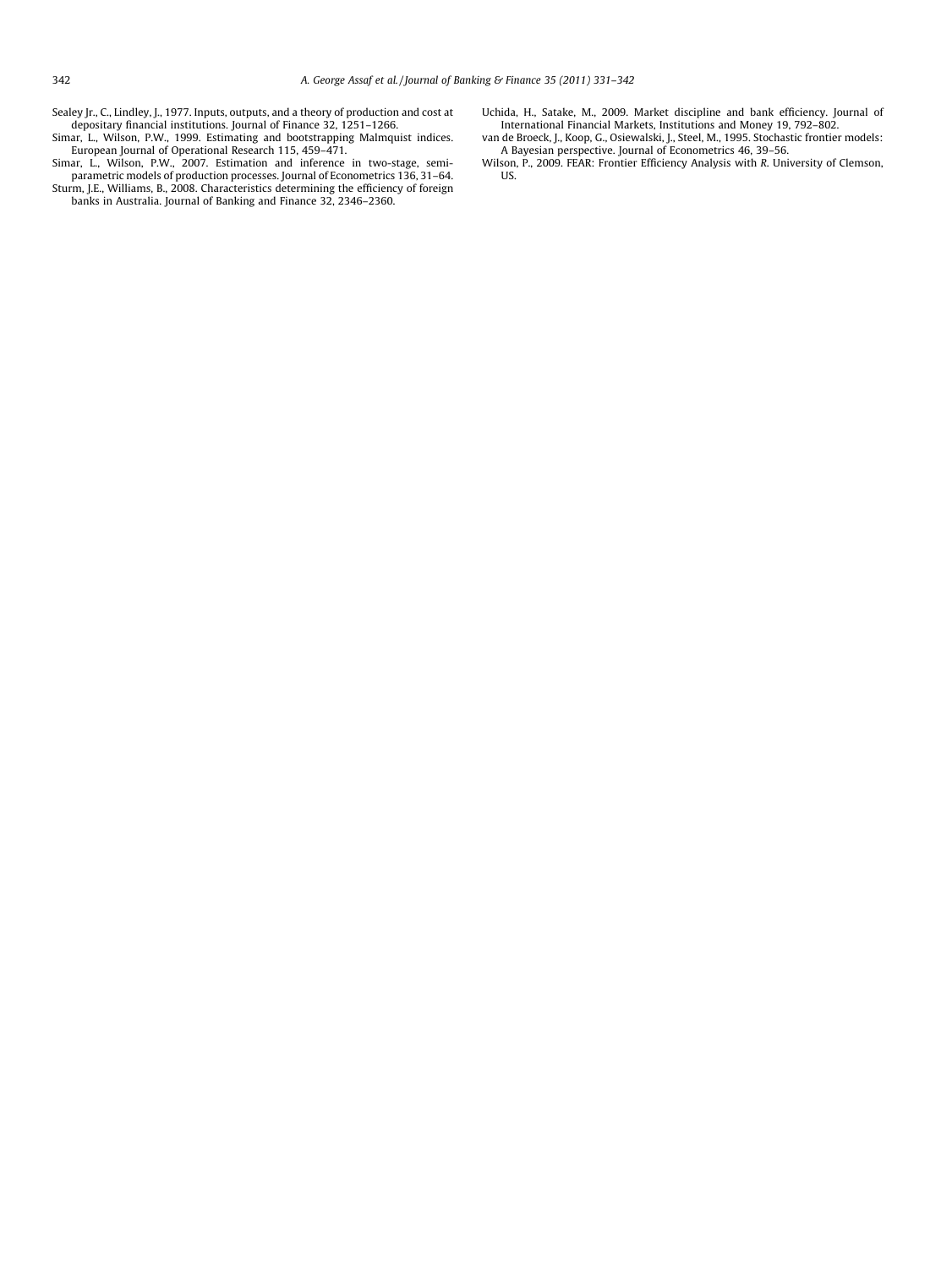Sealey Jr., C., Lindley, J., 1977. Inputs, outputs, and a theory of production and cost at depositary financial institutions. Journal of Finance 32, 1251–1266.

Simar, L., Wilson, P.W., 1999. Estimating and bootstrapping Malmquist indices. European Journal of Operational Research 115, 459–471.

Simar, L., Wilson, P.W., 2007. Estimation and inference in two-stage, semi-parametric models of production processes. Journal of Econometrics 136, 31–64.

Sturm, J.E., Williams, B., 2008. Characteristics determining the efficiency of foreign banks in Australia. Journal of Banking and Finance 32, 2346–2360.

Uchida, H., Satake, M., 2009. Market discipline and bank efficiency. Journal of International Financial Markets, Institutions and Money 19, 792–802.

van de Broeck, J., Koop, G., Osiewalski, J., Steel, M., 1995. Stochastic frontier models: A Bayesian perspective. Journal of Econometrics 46, 39–56.

Wilson, P., 2009. FEAR: Frontier Efficiency Analysis with *R*. University of Clemson, US.